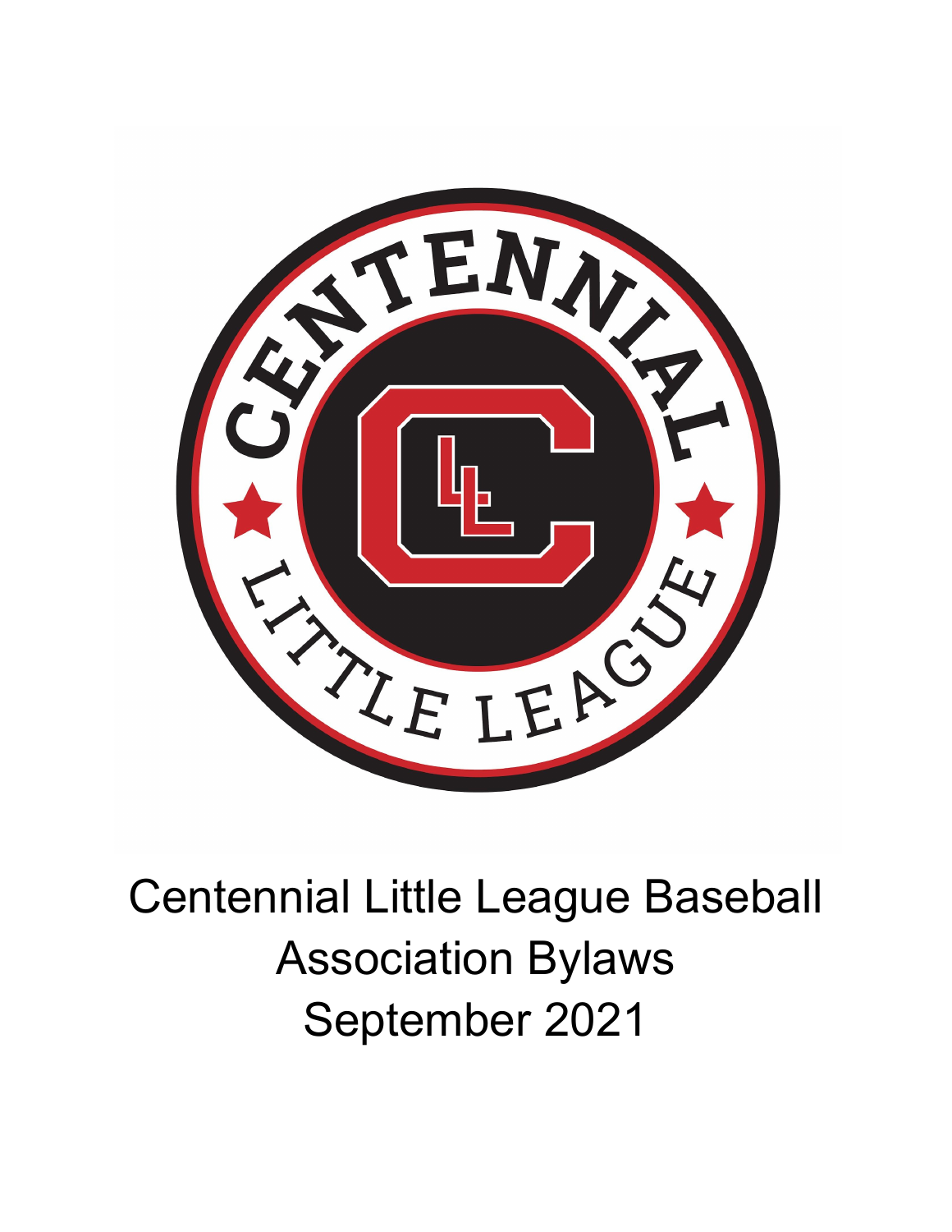# Centennial Little League Baseball Association Bylaws

September 2021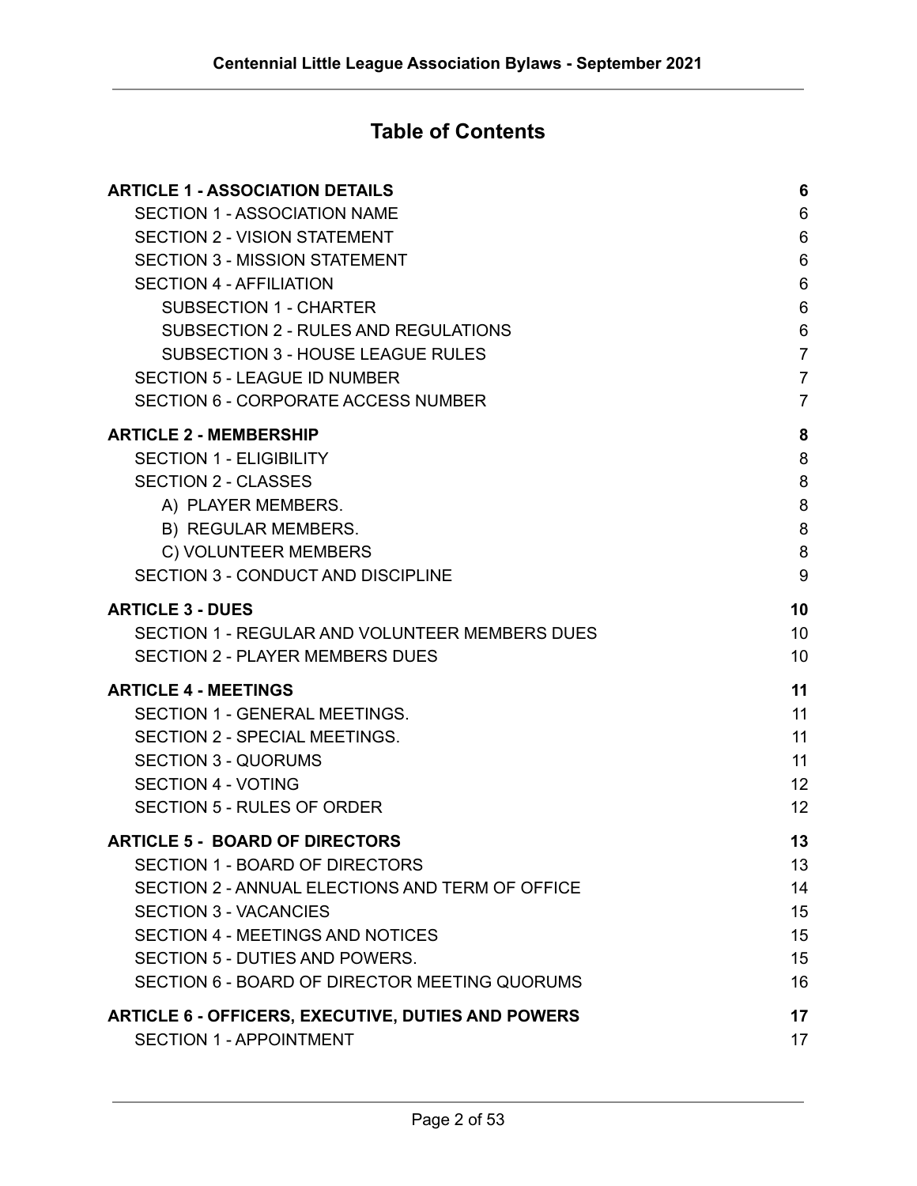# Table of Contents

| | |
|---|---|
| **ARTICLE 1 - ASSOCIATION DETAILS** | **6** |
| SECTION 1 - ASSOCIATION NAME | 6 |
| SECTION 2 - VISION STATEMENT | 6 |
| SECTION 3 - MISSION STATEMENT | 6 |
| SECTION 4 - AFFILIATION | 6 |
| SUBSECTION 1 - CHARTER | 6 |
| SUBSECTION 2 - RULES AND REGULATIONS | 6 |
| SUBSECTION 3 - HOUSE LEAGUE RULES | 7 |
| SECTION 5 - LEAGUE ID NUMBER | 7 |
| SECTION 6 - CORPORATE ACCESS NUMBER | 7 |
| **ARTICLE 2 - MEMBERSHIP** | **8** |
| SECTION 1 - ELIGIBILITY | 8 |
| SECTION 2 - CLASSES | 8 |
| A) PLAYER MEMBERS. | 8 |
| B) REGULAR MEMBERS. | 8 |
| C) VOLUNTEER MEMBERS | 8 |
| SECTION 3 - CONDUCT AND DISCIPLINE | 9 |
| **ARTICLE 3 - DUES** | **10** |
| SECTION 1 - REGULAR AND VOLUNTEER MEMBERS DUES | 10 |
| SECTION 2 - PLAYER MEMBERS DUES | 10 |
| **ARTICLE 4 - MEETINGS** | **11** |
| SECTION 1 - GENERAL MEETINGS. | 11 |
| SECTION 2 - SPECIAL MEETINGS. | 11 |
| SECTION 3 - QUORUMS | 11 |
| SECTION 4 - VOTING | 12 |
| SECTION 5 - RULES OF ORDER | 12 |
| **ARTICLE 5 - BOARD OF DIRECTORS** | **13** |
| SECTION 1 - BOARD OF DIRECTORS | 13 |
| SECTION 2 - ANNUAL ELECTIONS AND TERM OF OFFICE | 14 |
| SECTION 3 - VACANCIES | 15 |
| SECTION 4 - MEETINGS AND NOTICES | 15 |
| SECTION 5 - DUTIES AND POWERS. | 15 |
| SECTION 6 - BOARD OF DIRECTOR MEETING QUORUMS | 16 |
| **ARTICLE 6 - OFFICERS, EXECUTIVE, DUTIES AND POWERS** | **17** |
| SECTION 1 - APPOINTMENT | 17 |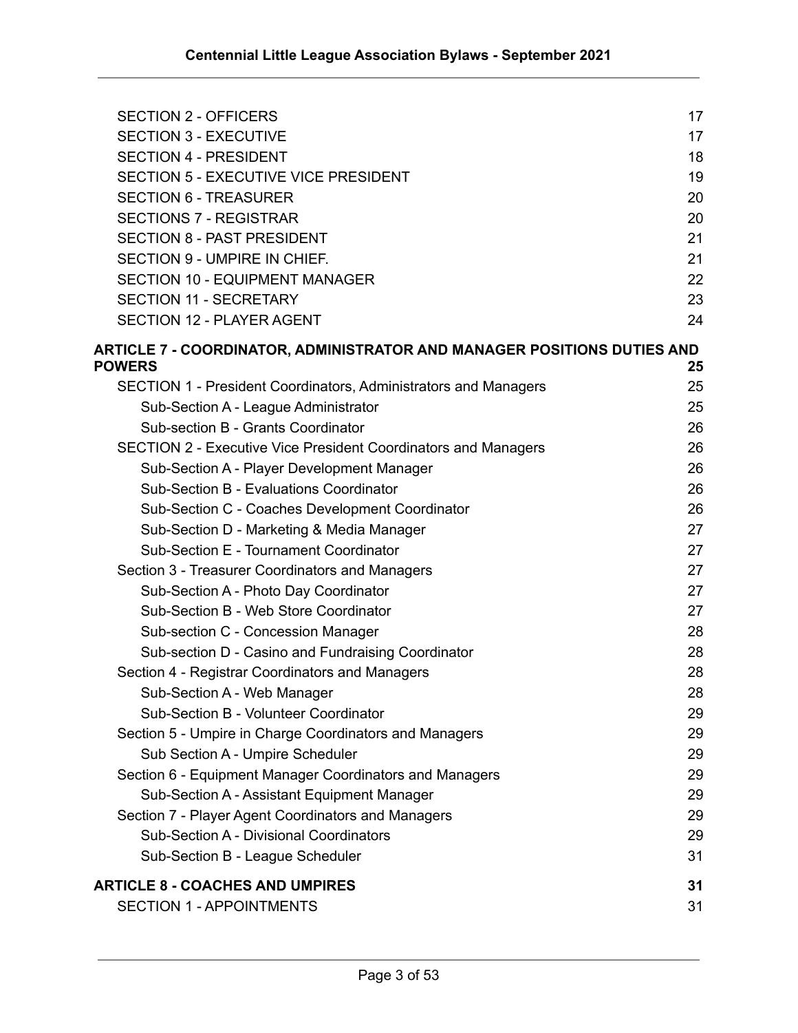SECTION 2 - OFFICERS 17
SECTION 3 - EXECUTIVE 17
SECTION 4 - PRESIDENT 18
SECTION 5 - EXECUTIVE VICE PRESIDENT 19
SECTION 6 - TREASURER 20
SECTIONS 7 - REGISTRAR 20
SECTION 8 - PAST PRESIDENT 21
SECTION 9 - UMPIRE IN CHIEF. 21
SECTION 10 - EQUIPMENT MANAGER 22
SECTION 11 - SECRETARY 23
SECTION 12 - PLAYER AGENT 24

**ARTICLE 7 - COORDINATOR, ADMINISTRATOR AND MANAGER POSITIONS DUTIES AND POWERS 25**

SECTION 1 - President Coordinators, Administrators and Managers 25
- Sub-Section A - League Administrator 25
- Sub-section B - Grants Coordinator 26

SECTION 2 - Executive Vice President Coordinators and Managers 26
- Sub-Section A - Player Development Manager 26
- Sub-Section B - Evaluations Coordinator 26
- Sub-Section C - Coaches Development Coordinator 26
- Sub-Section D - Marketing & Media Manager 27
- Sub-Section E - Tournament Coordinator 27

Section 3 - Treasurer Coordinators and Managers 27
- Sub-Section A - Photo Day Coordinator 27
- Sub-Section B - Web Store Coordinator 27
- Sub-section C - Concession Manager 28
- Sub-section D - Casino and Fundraising Coordinator 28

Section 4 - Registrar Coordinators and Managers 28
- Sub-Section A - Web Manager 28
- Sub-Section B - Volunteer Coordinator 29

Section 5 - Umpire in Charge Coordinators and Managers 29
- Sub Section A - Umpire Scheduler 29

Section 6 - Equipment Manager Coordinators and Managers 29
- Sub-Section A - Assistant Equipment Manager 29

Section 7 - Player Agent Coordinators and Managers 29
- Sub-Section A - Divisional Coordinators 29
- Sub-Section B - League Scheduler 31

**ARTICLE 8 - COACHES AND UMPIRES 31**

SECTION 1 - APPOINTMENTS 31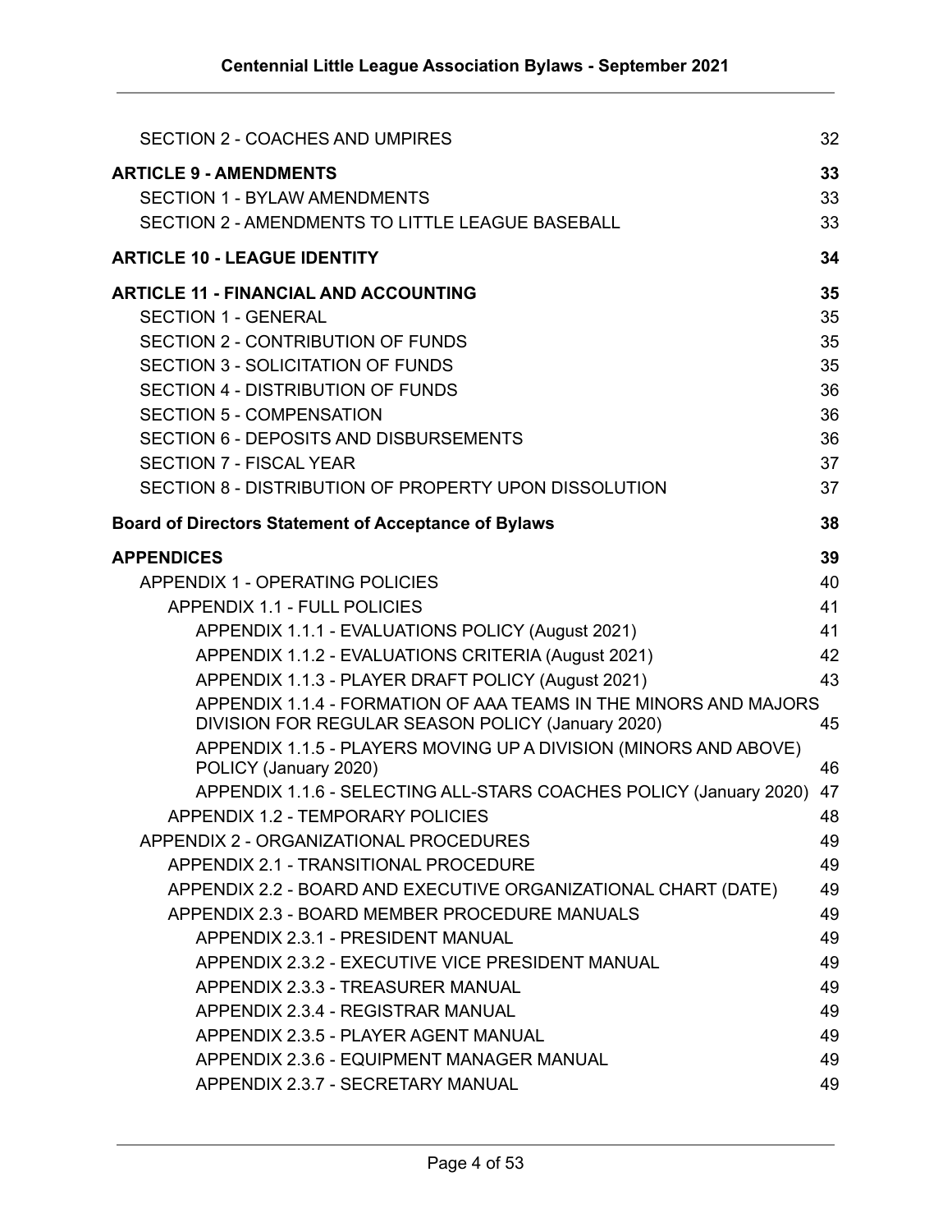SECTION 2 - COACHES AND UMPIRES 32

**ARTICLE 9 - AMENDMENTS 33**

SECTION 1 - BYLAW AMENDMENTS 33

SECTION 2 - AMENDMENTS TO LITTLE LEAGUE BASEBALL 33

**ARTICLE 10 - LEAGUE IDENTITY 34**

**ARTICLE 11 - FINANCIAL AND ACCOUNTING 35**

SECTION 1 - GENERAL 35

SECTION 2 - CONTRIBUTION OF FUNDS 35

SECTION 3 - SOLICITATION OF FUNDS 35

SECTION 4 - DISTRIBUTION OF FUNDS 36

SECTION 5 - COMPENSATION 36

SECTION 6 - DEPOSITS AND DISBURSEMENTS 36

SECTION 7 - FISCAL YEAR 37

SECTION 8 - DISTRIBUTION OF PROPERTY UPON DISSOLUTION 37

**Board of Directors Statement of Acceptance of Bylaws 38**

**APPENDICES 39**

APPENDIX 1 - OPERATING POLICIES 40

APPENDIX 1.1 - FULL POLICIES 41

APPENDIX 1.1.1 - EVALUATIONS POLICY (August 2021) 41

APPENDIX 1.1.2 - EVALUATIONS CRITERIA (August 2021) 42

APPENDIX 1.1.3 - PLAYER DRAFT POLICY (August 2021) 43

APPENDIX 1.1.4 - FORMATION OF AAA TEAMS IN THE MINORS AND MAJORS DIVISION FOR REGULAR SEASON POLICY (January 2020) 45

APPENDIX 1.1.5 - PLAYERS MOVING UP A DIVISION (MINORS AND ABOVE) POLICY (January 2020) 46

APPENDIX 1.1.6 - SELECTING ALL-STARS COACHES POLICY (January 2020) 47

APPENDIX 1.2 - TEMPORARY POLICIES 48

APPENDIX 2 - ORGANIZATIONAL PROCEDURES 49

APPENDIX 2.1 - TRANSITIONAL PROCEDURE 49

APPENDIX 2.2 - BOARD AND EXECUTIVE ORGANIZATIONAL CHART (DATE) 49

APPENDIX 2.3 - BOARD MEMBER PROCEDURE MANUALS 49

APPENDIX 2.3.1 - PRESIDENT MANUAL 49

APPENDIX 2.3.2 - EXECUTIVE VICE PRESIDENT MANUAL 49

APPENDIX 2.3.3 - TREASURER MANUAL 49

APPENDIX 2.3.4 - REGISTRAR MANUAL 49

APPENDIX 2.3.5 - PLAYER AGENT MANUAL 49

APPENDIX 2.3.6 - EQUIPMENT MANAGER MANUAL 49

APPENDIX 2.3.7 - SECRETARY MANUAL 49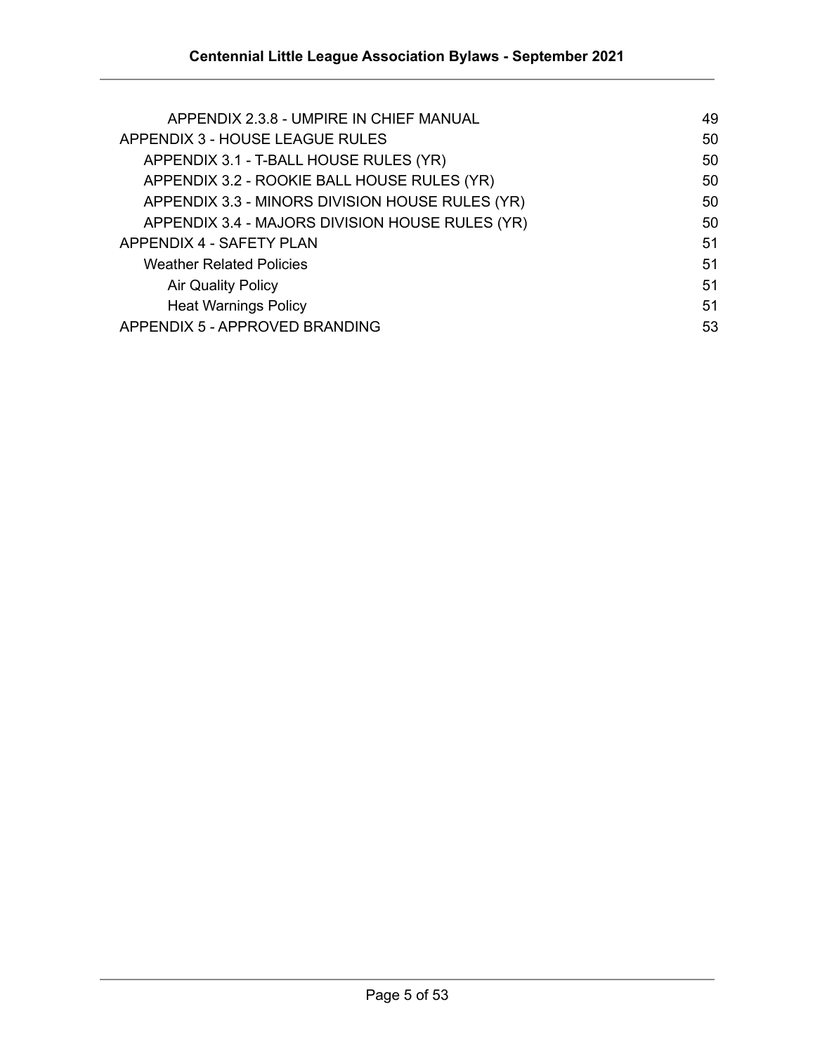- APPENDIX 2.3.8 - UMPIRE IN CHIEF MANUAL 49

APPENDIX 3 - HOUSE LEAGUE RULES 50

- APPENDIX 3.1 - T-BALL HOUSE RULES (YR) 50
- APPENDIX 3.2 - ROOKIE BALL HOUSE RULES (YR) 50
- APPENDIX 3.3 - MINORS DIVISION HOUSE RULES (YR) 50
- APPENDIX 3.4 - MAJORS DIVISION HOUSE RULES (YR) 50

APPENDIX 4 - SAFETY PLAN 51

- Weather Related Policies 51
  - Air Quality Policy 51
  - Heat Warnings Policy 51

APPENDIX 5 - APPROVED BRANDING 53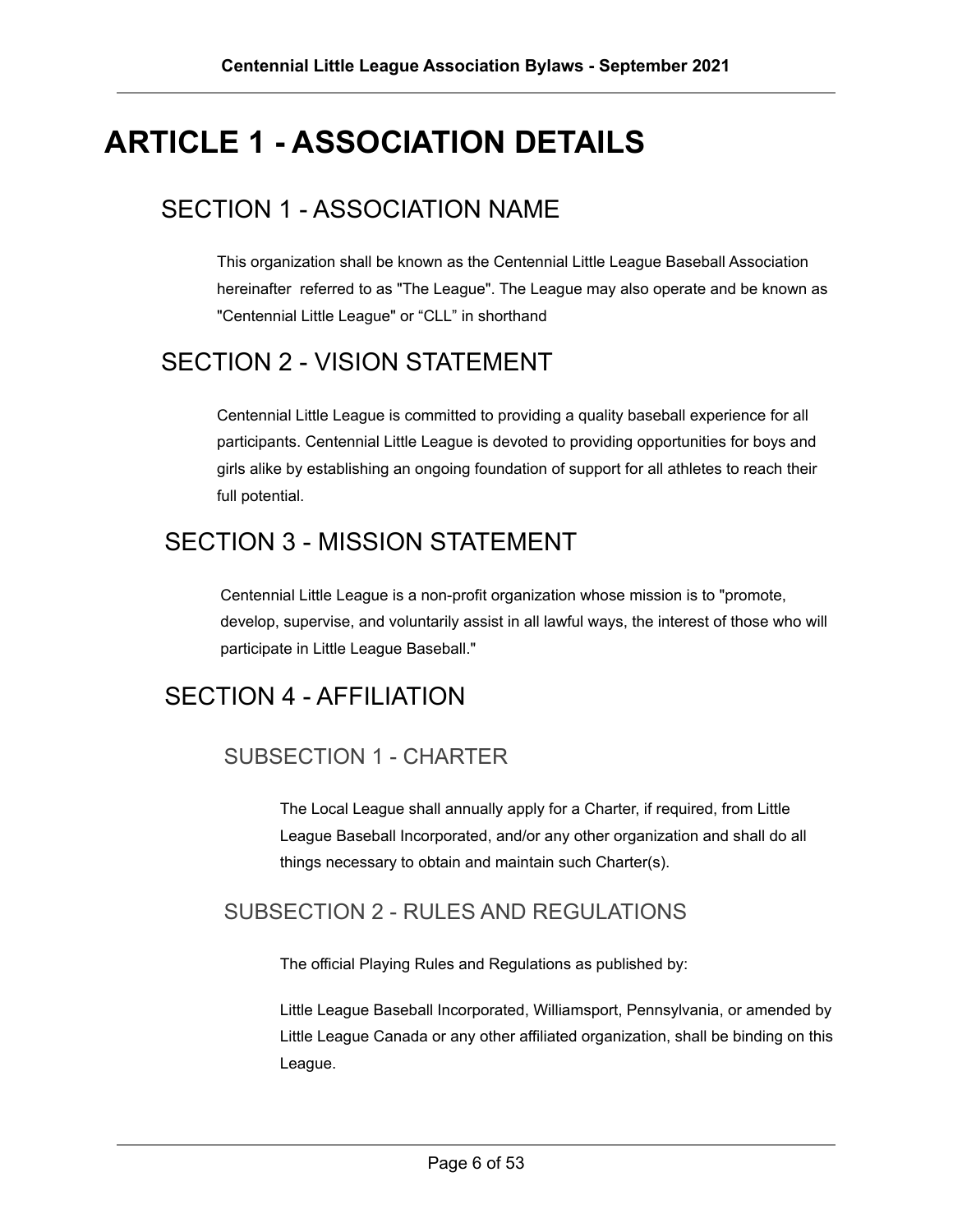# ARTICLE 1 - ASSOCIATION DETAILS

## SECTION 1 - ASSOCIATION NAME

This organization shall be known as the Centennial Little League Baseball Association hereinafter referred to as "The League". The League may also operate and be known as "Centennial Little League" or “CLL” in shorthand

## SECTION 2 - VISION STATEMENT

Centennial Little League is committed to providing a quality baseball experience for all participants. Centennial Little League is devoted to providing opportunities for boys and girls alike by establishing an ongoing foundation of support for all athletes to reach their full potential.

## SECTION 3 - MISSION STATEMENT

Centennial Little League is a non-profit organization whose mission is to "promote, develop, supervise, and voluntarily assist in all lawful ways, the interest of those who will participate in Little League Baseball."

## SECTION 4 - AFFILIATION

### SUBSECTION 1 - CHARTER

The Local League shall annually apply for a Charter, if required, from Little League Baseball Incorporated, and/or any other organization and shall do all things necessary to obtain and maintain such Charter(s).

### SUBSECTION 2 - RULES AND REGULATIONS

The official Playing Rules and Regulations as published by:

Little League Baseball Incorporated, Williamsport, Pennsylvania, or amended by Little League Canada or any other affiliated organization, shall be binding on this League.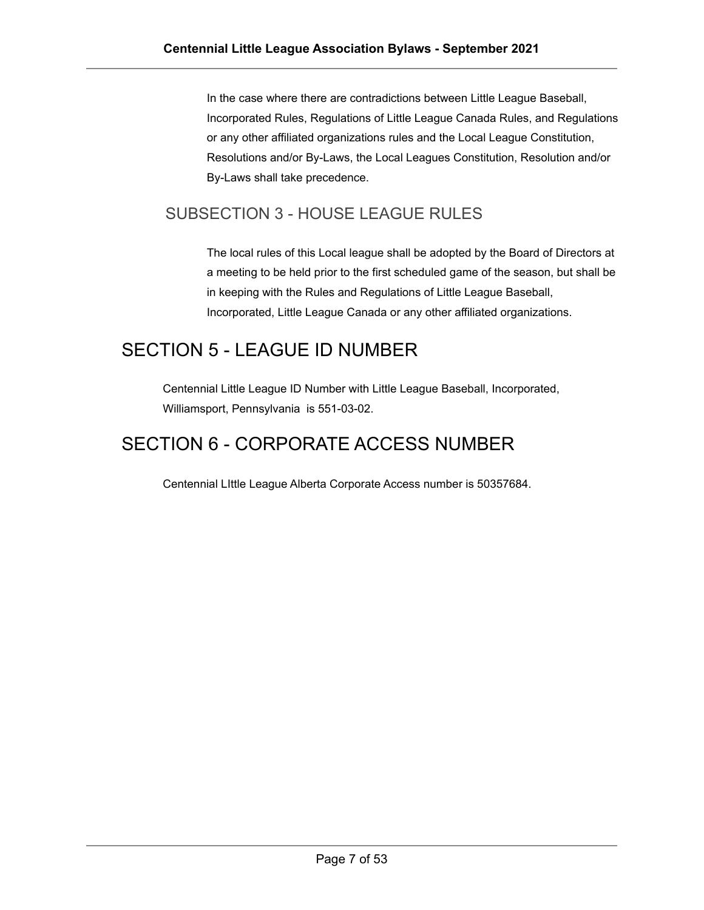In the case where there are contradictions between Little League Baseball, Incorporated Rules, Regulations of Little League Canada Rules, and Regulations or any other affiliated organizations rules and the Local League Constitution, Resolutions and/or By-Laws, the Local Leagues Constitution, Resolution and/or By-Laws shall take precedence.

### SUBSECTION 3 - HOUSE LEAGUE RULES

The local rules of this Local league shall be adopted by the Board of Directors at a meeting to be held prior to the first scheduled game of the season, but shall be in keeping with the Rules and Regulations of Little League Baseball, Incorporated, Little League Canada or any other affiliated organizations.

## SECTION 5 - LEAGUE ID NUMBER

Centennial Little League ID Number with Little League Baseball, Incorporated, Williamsport, Pennsylvania is 551-03-02.

## SECTION 6 - CORPORATE ACCESS NUMBER

Centennial LIttle League Alberta Corporate Access number is 50357684.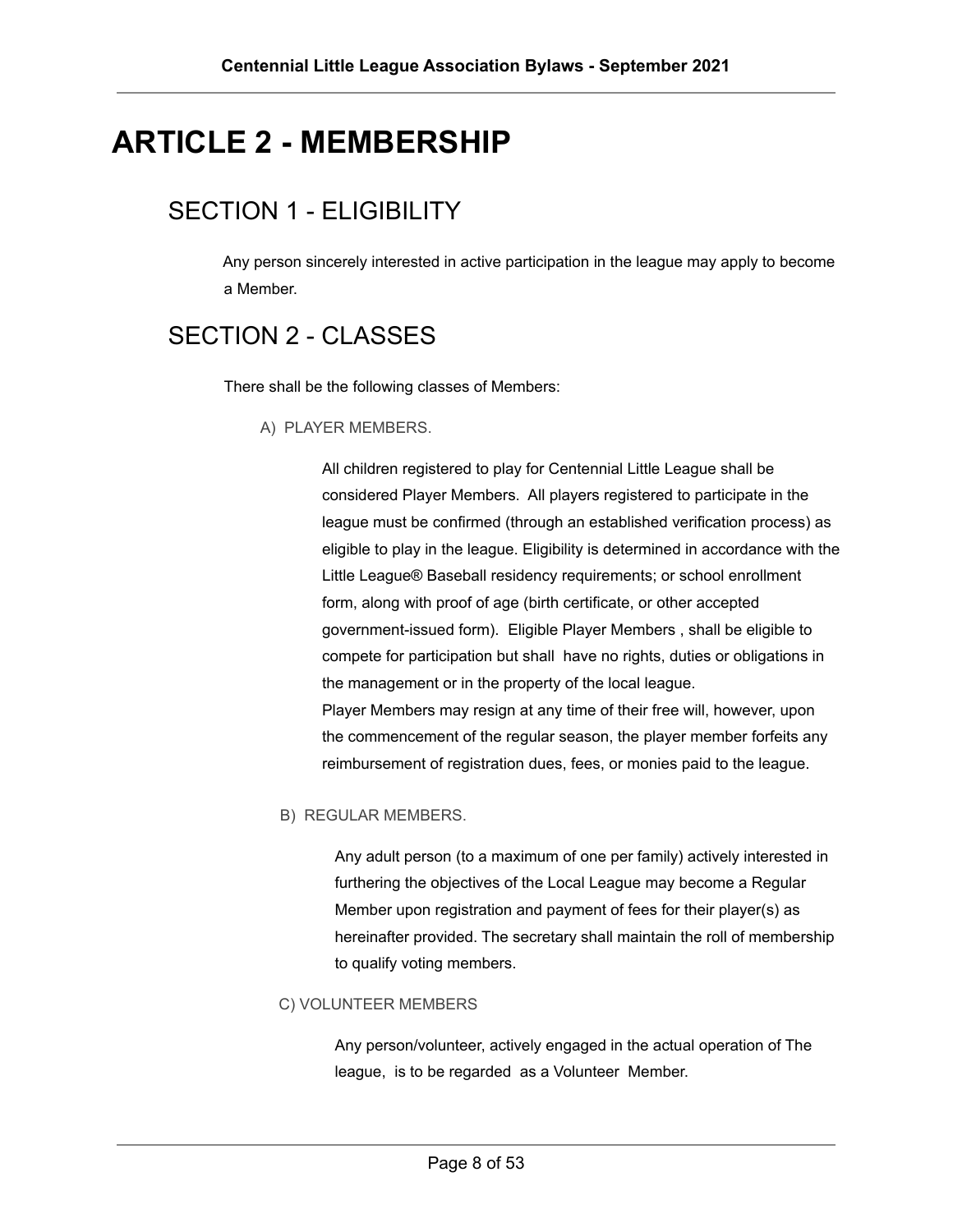# ARTICLE 2 - MEMBERSHIP

## SECTION 1 - ELIGIBILITY

Any person sincerely interested in active participation in the league may apply to become a Member.

## SECTION 2 - CLASSES

There shall be the following classes of Members:

A) PLAYER MEMBERS.

All children registered to play for Centennial Little League shall be considered Player Members. All players registered to participate in the league must be confirmed (through an established verification process) as eligible to play in the league. Eligibility is determined in accordance with the Little League® Baseball residency requirements; or school enrollment form, along with proof of age (birth certificate, or other accepted government-issued form). Eligible Player Members , shall be eligible to compete for participation but shall have no rights, duties or obligations in the management or in the property of the local league.

Player Members may resign at any time of their free will, however, upon the commencement of the regular season, the player member forfeits any reimbursement of registration dues, fees, or monies paid to the league.

B) REGULAR MEMBERS.

Any adult person (to a maximum of one per family) actively interested in furthering the objectives of the Local League may become a Regular Member upon registration and payment of fees for their player(s) as hereinafter provided. The secretary shall maintain the roll of membership to qualify voting members.

C) VOLUNTEER MEMBERS

Any person/volunteer, actively engaged in the actual operation of The league, is to be regarded as a Volunteer Member.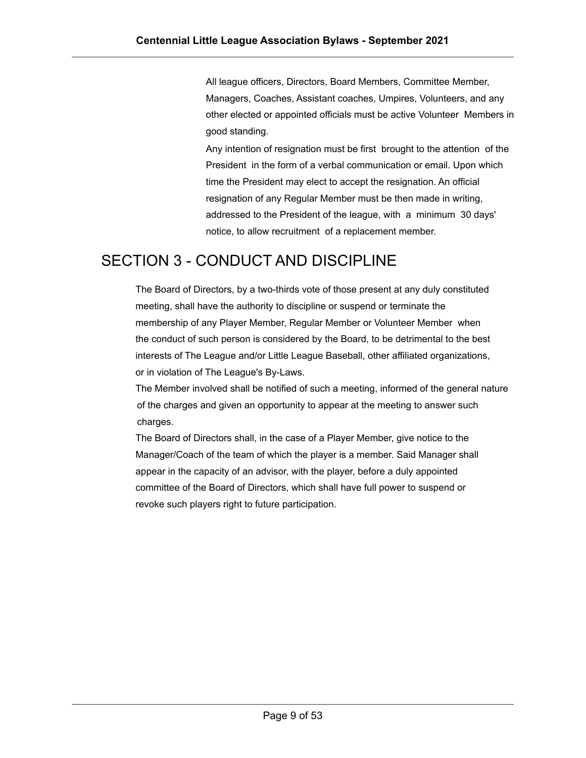All league officers, Directors, Board Members, Committee Member, Managers, Coaches, Assistant coaches, Umpires, Volunteers, and any other elected or appointed officials must be active Volunteer Members in good standing.

Any intention of resignation must be first brought to the attention of the President in the form of a verbal communication or email. Upon which time the President may elect to accept the resignation. An official resignation of any Regular Member must be then made in writing, addressed to the President of the league, with a minimum 30 days' notice, to allow recruitment of a replacement member.

# SECTION 3 - CONDUCT AND DISCIPLINE

The Board of Directors, by a two-thirds vote of those present at any duly constituted meeting, shall have the authority to discipline or suspend or terminate the membership of any Player Member, Regular Member or Volunteer Member when the conduct of such person is considered by the Board, to be detrimental to the best interests of The League and/or Little League Baseball, other affiliated organizations, or in violation of The League's By-Laws.

The Member involved shall be notified of such a meeting, informed of the general nature of the charges and given an opportunity to appear at the meeting to answer such charges.

The Board of Directors shall, in the case of a Player Member, give notice to the Manager/Coach of the team of which the player is a member. Said Manager shall appear in the capacity of an advisor, with the player, before a duly appointed committee of the Board of Directors, which shall have full power to suspend or revoke such players right to future participation.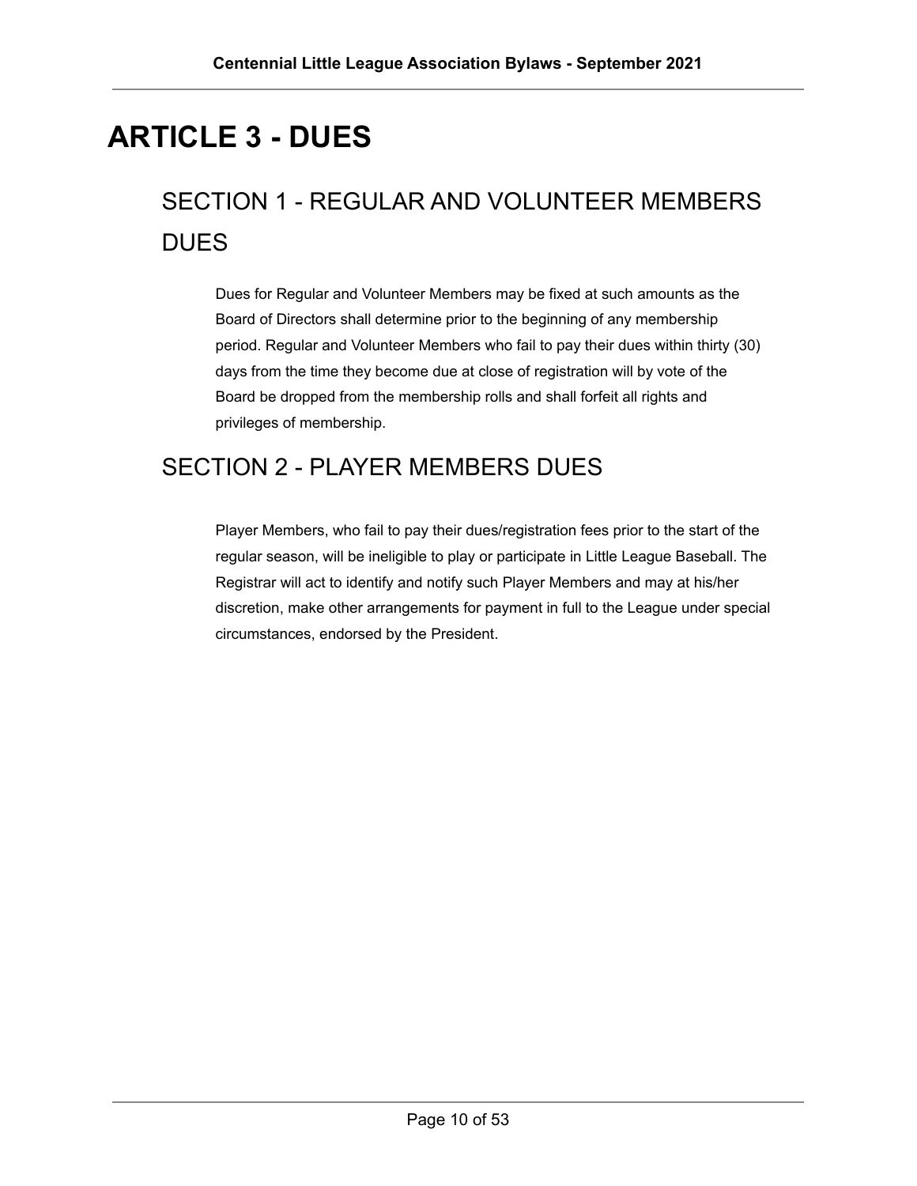# ARTICLE 3 - DUES

## SECTION 1 - REGULAR AND VOLUNTEER MEMBERS DUES

Dues for Regular and Volunteer Members may be fixed at such amounts as the Board of Directors shall determine prior to the beginning of any membership period. Regular and Volunteer Members who fail to pay their dues within thirty (30) days from the time they become due at close of registration will by vote of the Board be dropped from the membership rolls and shall forfeit all rights and privileges of membership.

## SECTION 2 - PLAYER MEMBERS DUES

Player Members, who fail to pay their dues/registration fees prior to the start of the regular season, will be ineligible to play or participate in Little League Baseball. The Registrar will act to identify and notify such Player Members and may at his/her discretion, make other arrangements for payment in full to the League under special circumstances, endorsed by the President.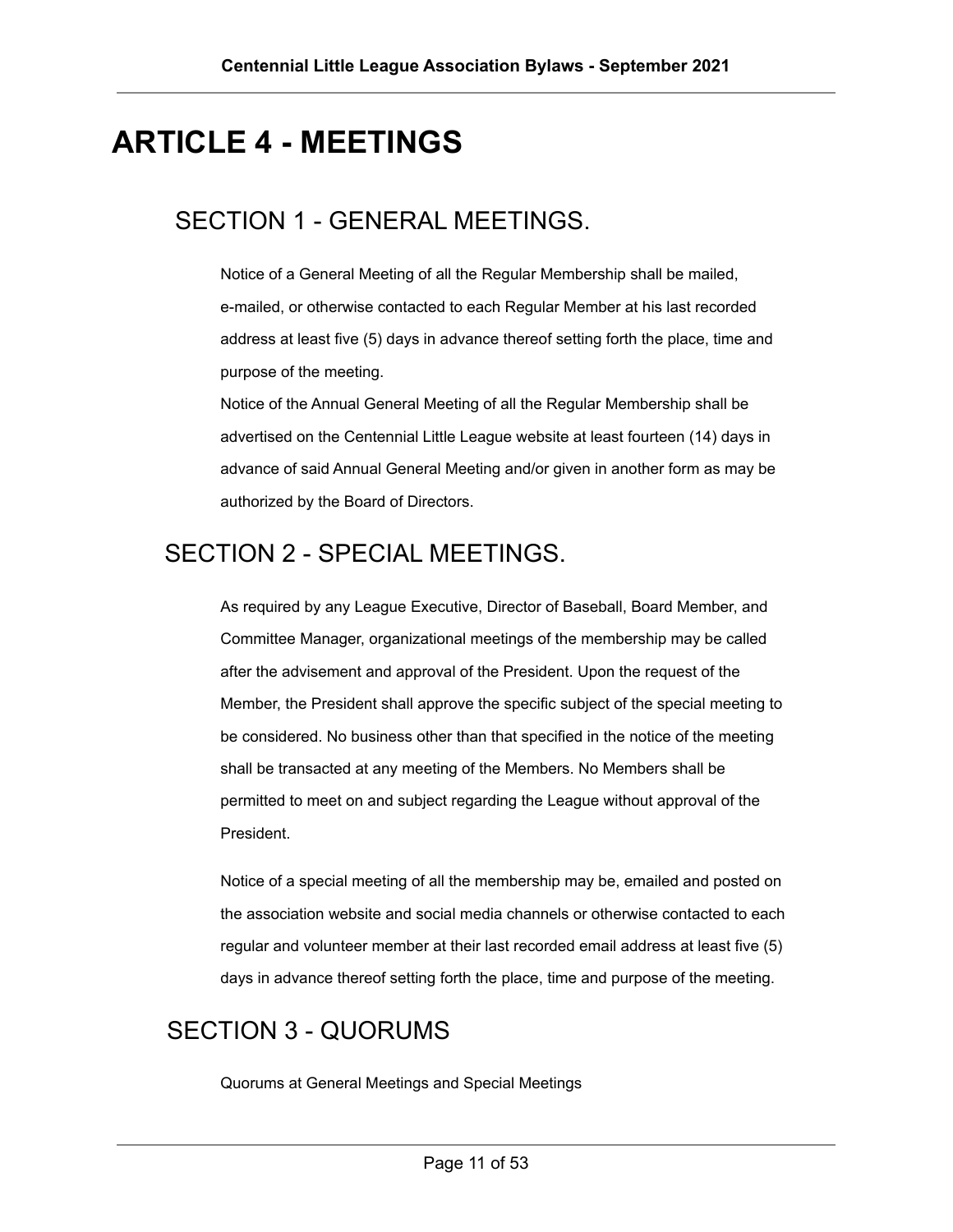# ARTICLE 4 - MEETINGS

## SECTION 1 - GENERAL MEETINGS.

Notice of a General Meeting of all the Regular Membership shall be mailed, e-mailed, or otherwise contacted to each Regular Member at his last recorded address at least five (5) days in advance thereof setting forth the place, time and purpose of the meeting.

Notice of the Annual General Meeting of all the Regular Membership shall be advertised on the Centennial Little League website at least fourteen (14) days in advance of said Annual General Meeting and/or given in another form as may be authorized by the Board of Directors.

## SECTION 2 - SPECIAL MEETINGS.

As required by any League Executive, Director of Baseball, Board Member, and Committee Manager, organizational meetings of the membership may be called after the advisement and approval of the President. Upon the request of the Member, the President shall approve the specific subject of the special meeting to be considered. No business other than that specified in the notice of the meeting shall be transacted at any meeting of the Members. No Members shall be permitted to meet on and subject regarding the League without approval of the President.

Notice of a special meeting of all the membership may be, emailed and posted on the association website and social media channels or otherwise contacted to each regular and volunteer member at their last recorded email address at least five (5) days in advance thereof setting forth the place, time and purpose of the meeting.

## SECTION 3 - QUORUMS

Quorums at General Meetings and Special Meetings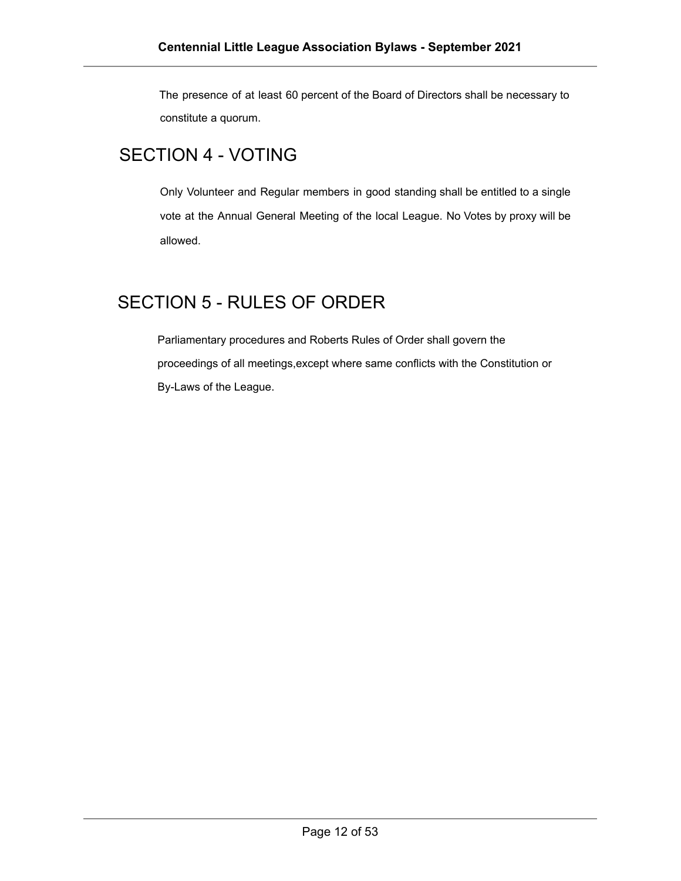The presence of at least 60 percent of the Board of Directors shall be necessary to constitute a quorum.

## SECTION 4 - VOTING

Only Volunteer and Regular members in good standing shall be entitled to a single vote at the Annual General Meeting of the local League. No Votes by proxy will be allowed.

## SECTION 5 - RULES OF ORDER

Parliamentary procedures and Roberts Rules of Order shall govern the proceedings of all meetings,except where same conflicts with the Constitution or By-Laws of the League.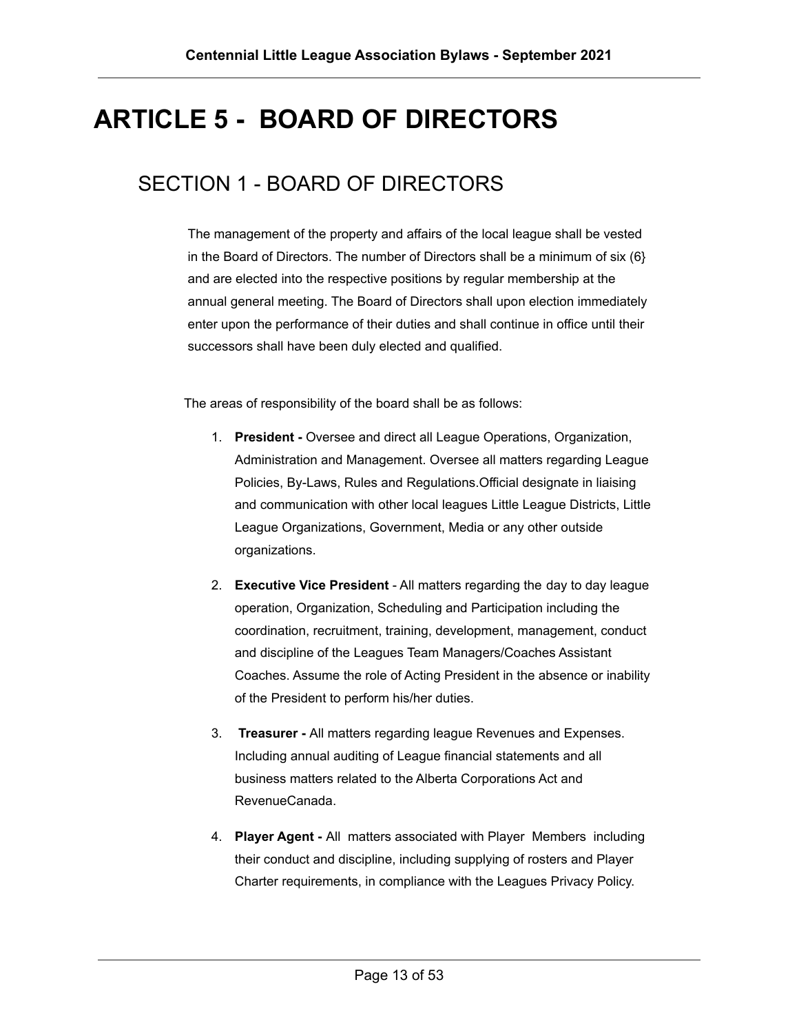# ARTICLE 5 - BOARD OF DIRECTORS

## SECTION 1 - BOARD OF DIRECTORS

The management of the property and affairs of the local league shall be vested in the Board of Directors. The number of Directors shall be a minimum of six (6} and are elected into the respective positions by regular membership at the annual general meeting. The Board of Directors shall upon election immediately enter upon the performance of their duties and shall continue in office until their successors shall have been duly elected and qualified.

The areas of responsibility of the board shall be as follows:

1. **President -** Oversee and direct all League Operations, Organization, Administration and Management. Oversee all matters regarding League Policies, By-Laws, Rules and Regulations.Official designate in liaising and communication with other local leagues Little League Districts, Little League Organizations, Government, Media or any other outside organizations.
2. **Executive Vice President** - All matters regarding the day to day league operation, Organization, Scheduling and Participation including the coordination, recruitment, training, development, management, conduct and discipline of the Leagues Team Managers/Coaches Assistant Coaches. Assume the role of Acting President in the absence or inability of the President to perform his/her duties.
3. **Treasurer -** All matters regarding league Revenues and Expenses. Including annual auditing of League financial statements and all business matters related to the Alberta Corporations Act and RevenueCanada.
4. **Player Agent -** All matters associated with Player Members including their conduct and discipline, including supplying of rosters and Player Charter requirements, in compliance with the Leagues Privacy Policy.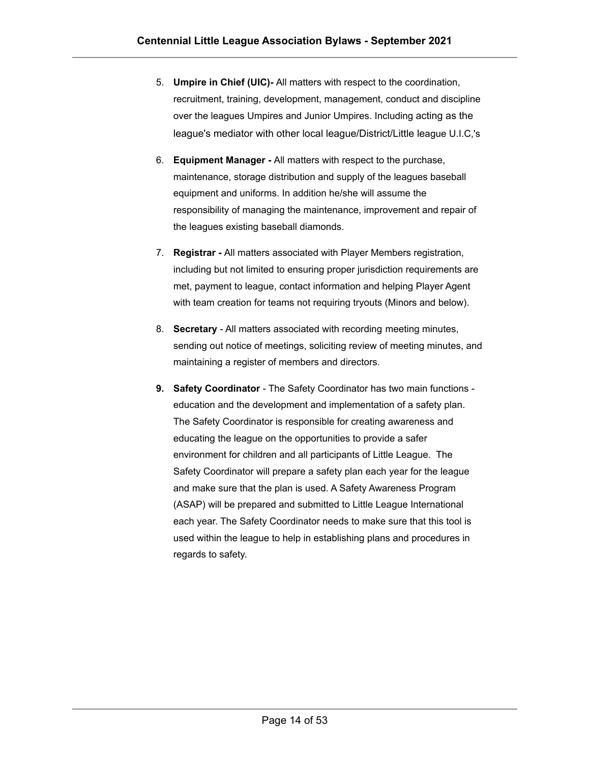5. **Umpire in Chief (UIC)-** All matters with respect to the coordination, recruitment, training, development, management, conduct and discipline over the leagues Umpires and Junior Umpires. Including acting as the league's mediator with other local league/District/Little league U.I.C,'s
6. **Equipment Manager -** All matters with respect to the purchase, maintenance, storage distribution and supply of the leagues baseball equipment and uniforms. In addition he/she will assume the responsibility of managing the maintenance, improvement and repair of the leagues existing baseball diamonds.
7. **Registrar -** All matters associated with Player Members registration, including but not limited to ensuring proper jurisdiction requirements are met, payment to league, contact information and helping Player Agent with team creation for teams not requiring tryouts (Minors and below).
8. **Secretary** - All matters associated with recording meeting minutes, sending out notice of meetings, soliciting review of meeting minutes, and maintaining a register of members and directors.
9. **Safety Coordinator** - The Safety Coordinator has two main functions - education and the development and implementation of a safety plan. The Safety Coordinator is responsible for creating awareness and educating the league on the opportunities to provide a safer environment for children and all participants of Little League. The Safety Coordinator will prepare a safety plan each year for the league and make sure that the plan is used. A Safety Awareness Program (ASAP) will be prepared and submitted to Little League International each year. The Safety Coordinator needs to make sure that this tool is used within the league to help in establishing plans and procedures in regards to safety.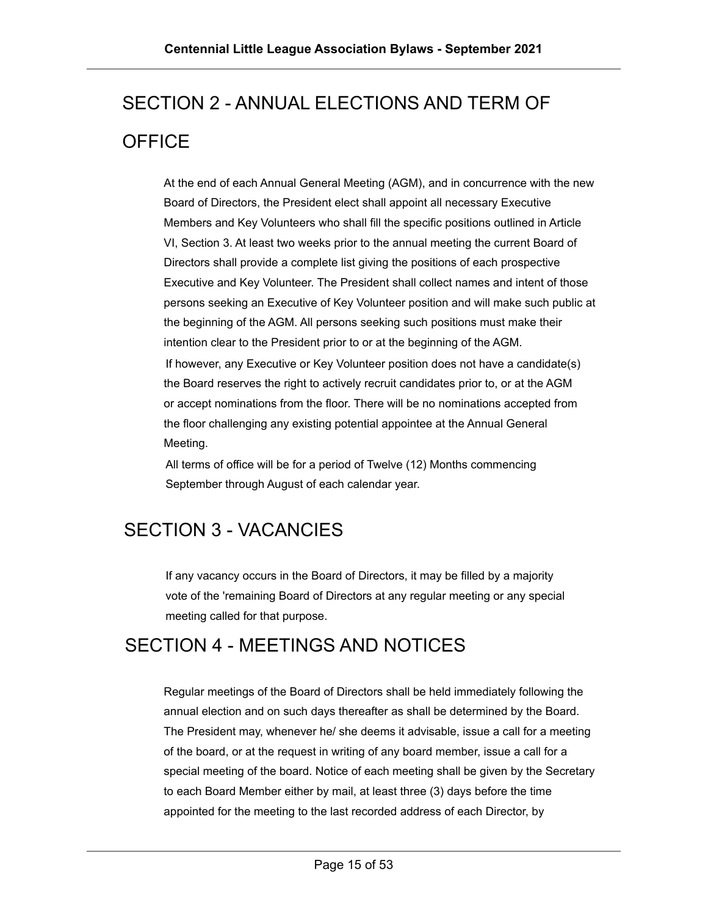## SECTION 2 - ANNUAL ELECTIONS AND TERM OF OFFICE

At the end of each Annual General Meeting (AGM), and in concurrence with the new Board of Directors, the President elect shall appoint all necessary Executive Members and Key Volunteers who shall fill the specific positions outlined in Article VI, Section 3. At least two weeks prior to the annual meeting the current Board of Directors shall provide a complete list giving the positions of each prospective Executive and Key Volunteer. The President shall collect names and intent of those persons seeking an Executive of Key Volunteer position and will make such public at the beginning of the AGM. All persons seeking such positions must make their intention clear to the President prior to or at the beginning of the AGM.

If however, any Executive or Key Volunteer position does not have a candidate(s) the Board reserves the right to actively recruit candidates prior to, or at the AGM or accept nominations from the floor. There will be no nominations accepted from the floor challenging any existing potential appointee at the Annual General Meeting.

All terms of office will be for a period of Twelve (12) Months commencing September through August of each calendar year.

## SECTION 3 - VACANCIES

If any vacancy occurs in the Board of Directors, it may be filled by a majority vote of the 'remaining Board of Directors at any regular meeting or any special meeting called for that purpose.

## SECTION 4 - MEETINGS AND NOTICES

Regular meetings of the Board of Directors shall be held immediately following the annual election and on such days thereafter as shall be determined by the Board. The President may, whenever he/ she deems it advisable, issue a call for a meeting of the board, or at the request in writing of any board member, issue a call for a special meeting of the board. Notice of each meeting shall be given by the Secretary to each Board Member either by mail, at least three (3) days before the time appointed for the meeting to the last recorded address of each Director, by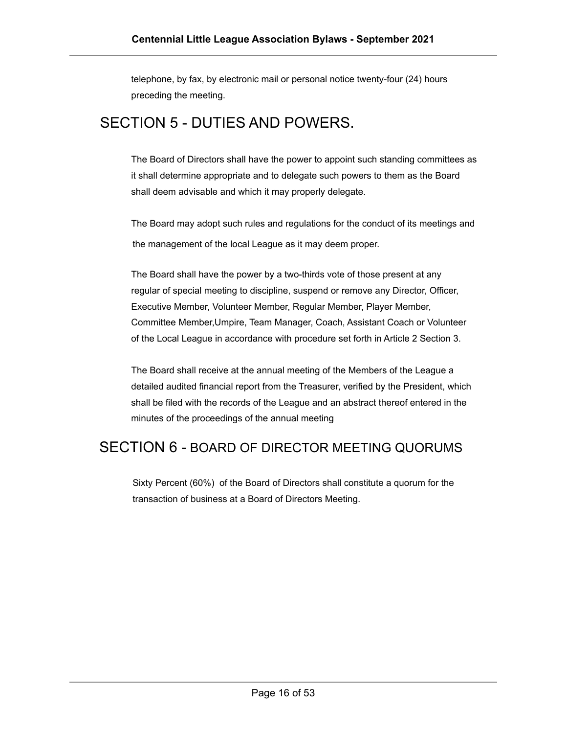telephone, by fax, by electronic mail or personal notice twenty-four (24) hours preceding the meeting.

## SECTION 5 - DUTIES AND POWERS.

The Board of Directors shall have the power to appoint such standing committees as it shall determine appropriate and to delegate such powers to them as the Board shall deem advisable and which it may properly delegate.

The Board may adopt such rules and regulations for the conduct of its meetings and the management of the local League as it may deem proper.

The Board shall have the power by a two-thirds vote of those present at any regular of special meeting to discipline, suspend or remove any Director, Officer, Executive Member, Volunteer Member, Regular Member, Player Member, Committee Member,Umpire, Team Manager, Coach, Assistant Coach or Volunteer of the Local League in accordance with procedure set forth in Article 2 Section 3.

The Board shall receive at the annual meeting of the Members of the League a detailed audited financial report from the Treasurer, verified by the President, which shall be filed with the records of the League and an abstract thereof entered in the minutes of the proceedings of the annual meeting

## SECTION 6 - BOARD OF DIRECTOR MEETING QUORUMS

Sixty Percent (60%) of the Board of Directors shall constitute a quorum for the transaction of business at a Board of Directors Meeting.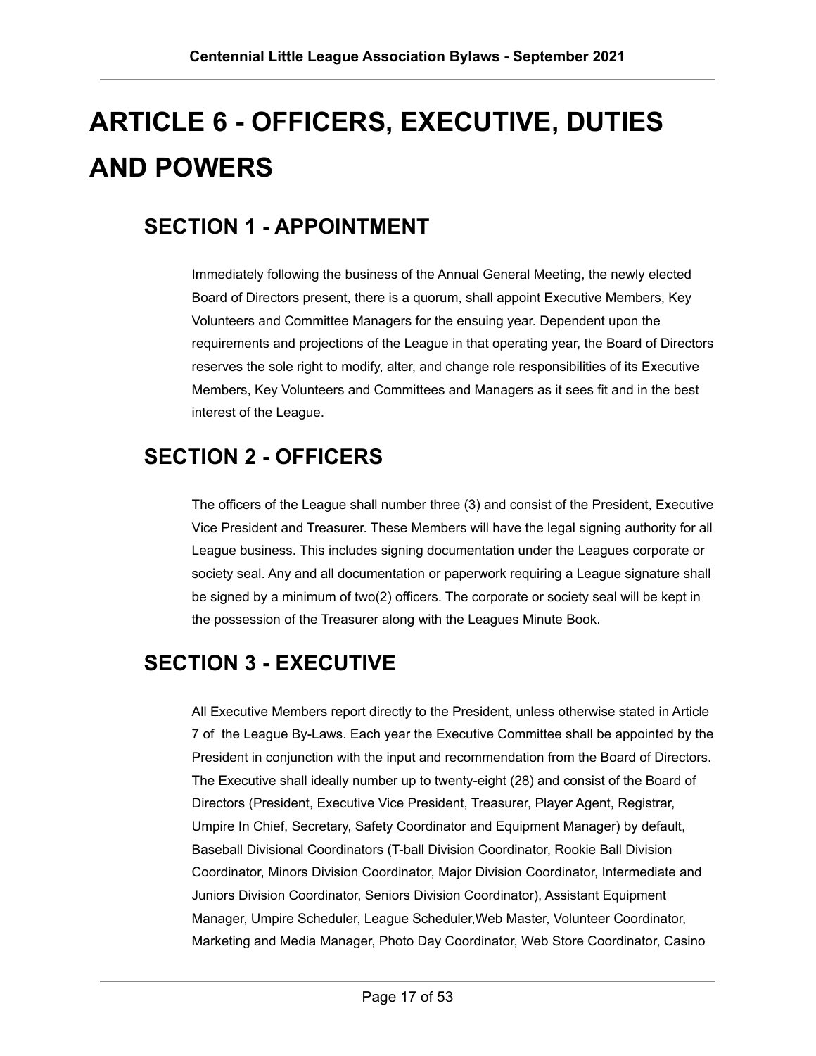# ARTICLE 6 - OFFICERS, EXECUTIVE, DUTIES AND POWERS

## SECTION 1 - APPOINTMENT

Immediately following the business of the Annual General Meeting, the newly elected Board of Directors present, there is a quorum, shall appoint Executive Members, Key Volunteers and Committee Managers for the ensuing year. Dependent upon the requirements and projections of the League in that operating year, the Board of Directors reserves the sole right to modify, alter, and change role responsibilities of its Executive Members, Key Volunteers and Committees and Managers as it sees fit and in the best interest of the League.

## SECTION 2 - OFFICERS

The officers of the League shall number three (3) and consist of the President, Executive Vice President and Treasurer. These Members will have the legal signing authority for all League business. This includes signing documentation under the Leagues corporate or society seal. Any and all documentation or paperwork requiring a League signature shall be signed by a minimum of two(2) officers. The corporate or society seal will be kept in the possession of the Treasurer along with the Leagues Minute Book.

## SECTION 3 - EXECUTIVE

All Executive Members report directly to the President, unless otherwise stated in Article 7 of the League By-Laws. Each year the Executive Committee shall be appointed by the President in conjunction with the input and recommendation from the Board of Directors. The Executive shall ideally number up to twenty-eight (28) and consist of the Board of Directors (President, Executive Vice President, Treasurer, Player Agent, Registrar, Umpire In Chief, Secretary, Safety Coordinator and Equipment Manager) by default, Baseball Divisional Coordinators (T-ball Division Coordinator, Rookie Ball Division Coordinator, Minors Division Coordinator, Major Division Coordinator, Intermediate and Juniors Division Coordinator, Seniors Division Coordinator), Assistant Equipment Manager, Umpire Scheduler, League Scheduler,Web Master, Volunteer Coordinator, Marketing and Media Manager, Photo Day Coordinator, Web Store Coordinator, Casino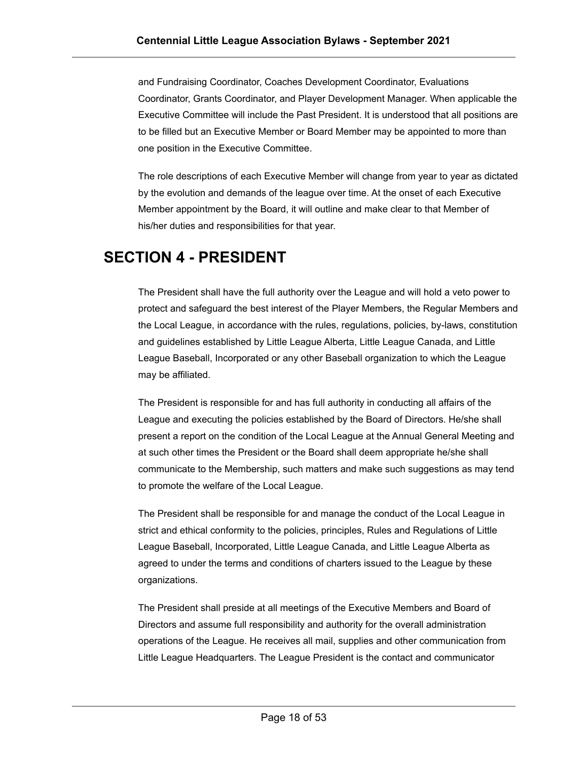and Fundraising Coordinator, Coaches Development Coordinator, Evaluations Coordinator, Grants Coordinator, and Player Development Manager. When applicable the Executive Committee will include the Past President. It is understood that all positions are to be filled but an Executive Member or Board Member may be appointed to more than one position in the Executive Committee.

The role descriptions of each Executive Member will change from year to year as dictated by the evolution and demands of the league over time. At the onset of each Executive Member appointment by the Board, it will outline and make clear to that Member of his/her duties and responsibilities for that year.

## SECTION 4 - PRESIDENT

The President shall have the full authority over the League and will hold a veto power to protect and safeguard the best interest of the Player Members, the Regular Members and the Local League, in accordance with the rules, regulations, policies, by-laws, constitution and guidelines established by Little League Alberta, Little League Canada, and Little League Baseball, Incorporated or any other Baseball organization to which the League may be affiliated.

The President is responsible for and has full authority in conducting all affairs of the League and executing the policies established by the Board of Directors. He/she shall present a report on the condition of the Local League at the Annual General Meeting and at such other times the President or the Board shall deem appropriate he/she shall communicate to the Membership, such matters and make such suggestions as may tend to promote the welfare of the Local League.

The President shall be responsible for and manage the conduct of the Local League in strict and ethical conformity to the policies, principles, Rules and Regulations of Little League Baseball, Incorporated, Little League Canada, and Little League Alberta as agreed to under the terms and conditions of charters issued to the League by these organizations.

The President shall preside at all meetings of the Executive Members and Board of Directors and assume full responsibility and authority for the overall administration operations of the League. He receives all mail, supplies and other communication from Little League Headquarters. The League President is the contact and communicator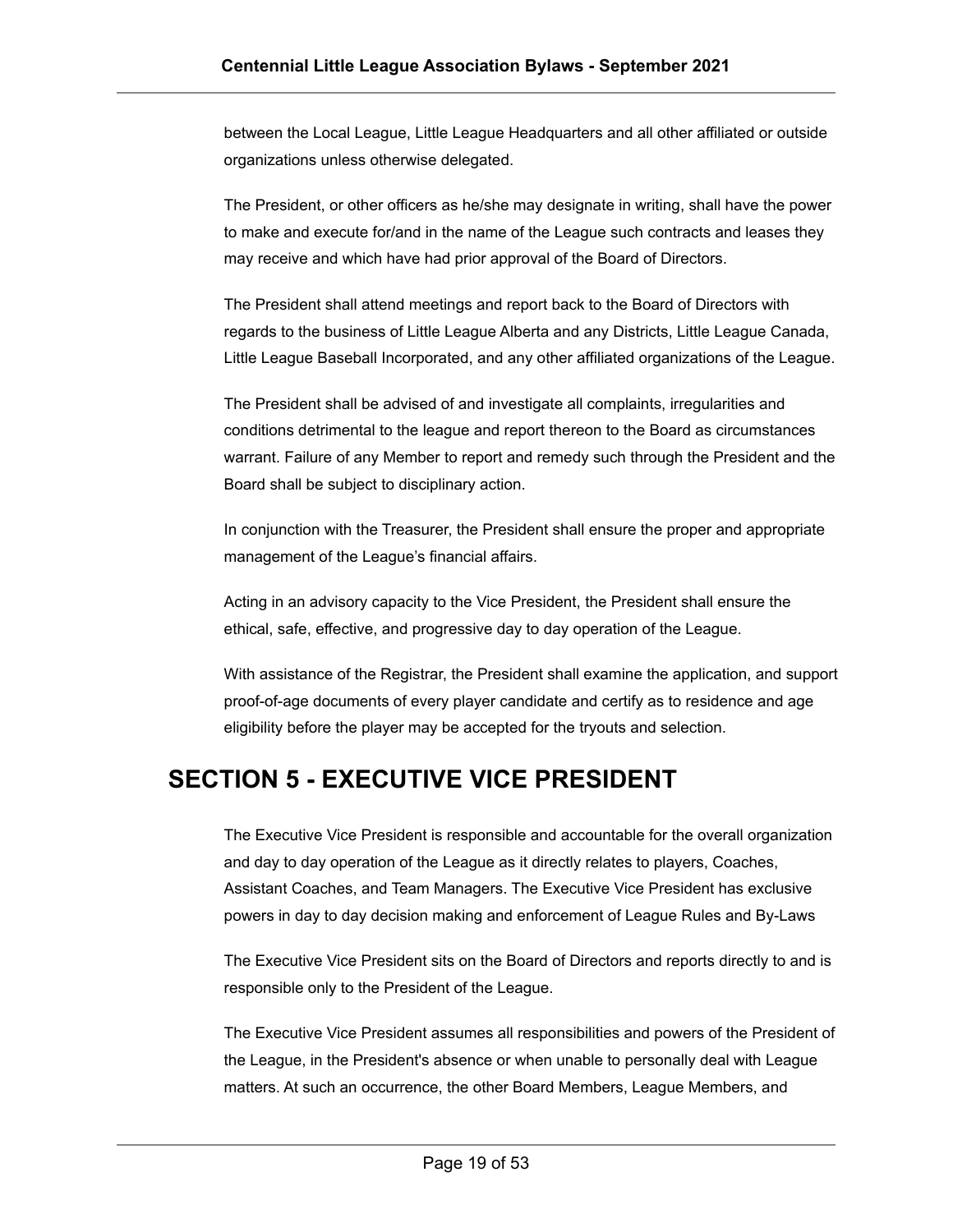between the Local League, Little League Headquarters and all other affiliated or outside organizations unless otherwise delegated.

The President, or other officers as he/she may designate in writing, shall have the power to make and execute for/and in the name of the League such contracts and leases they may receive and which have had prior approval of the Board of Directors.

The President shall attend meetings and report back to the Board of Directors with regards to the business of Little League Alberta and any Districts, Little League Canada, Little League Baseball Incorporated, and any other affiliated organizations of the League.

The President shall be advised of and investigate all complaints, irregularities and conditions detrimental to the league and report thereon to the Board as circumstances warrant. Failure of any Member to report and remedy such through the President and the Board shall be subject to disciplinary action.

In conjunction with the Treasurer, the President shall ensure the proper and appropriate management of the League's financial affairs.

Acting in an advisory capacity to the Vice President, the President shall ensure the ethical, safe, effective, and progressive day to day operation of the League.

With assistance of the Registrar, the President shall examine the application, and support proof-of-age documents of every player candidate and certify as to residence and age eligibility before the player may be accepted for the tryouts and selection.

# SECTION 5 - EXECUTIVE VICE PRESIDENT

The Executive Vice President is responsible and accountable for the overall organization and day to day operation of the League as it directly relates to players, Coaches, Assistant Coaches, and Team Managers. The Executive Vice President has exclusive powers in day to day decision making and enforcement of League Rules and By-Laws

The Executive Vice President sits on the Board of Directors and reports directly to and is responsible only to the President of the League.

The Executive Vice President assumes all responsibilities and powers of the President of the League, in the President's absence or when unable to personally deal with League matters. At such an occurrence, the other Board Members, League Members, and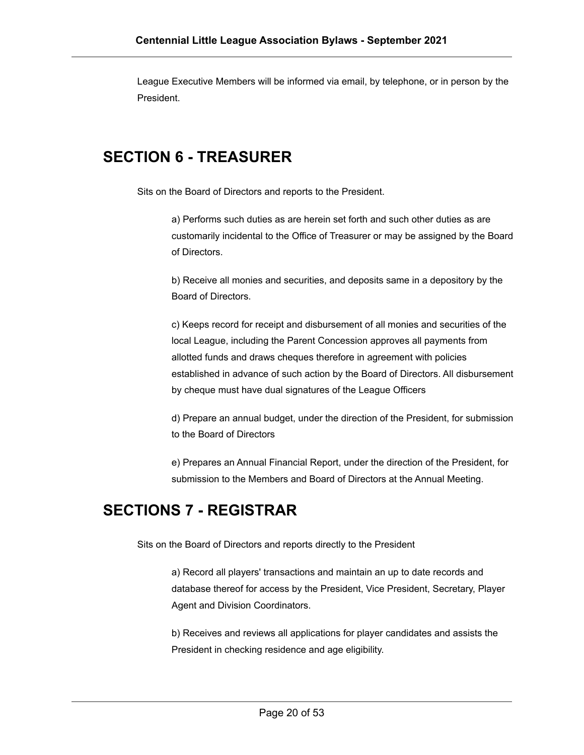League Executive Members will be informed via email, by telephone, or in person by the President.

## SECTION 6 - TREASURER

Sits on the Board of Directors and reports to the President.

a) Performs such duties as are herein set forth and such other duties as are customarily incidental to the Office of Treasurer or may be assigned by the Board of Directors.

b) Receive all monies and securities, and deposits same in a depository by the Board of Directors.

c) Keeps record for receipt and disbursement of all monies and securities of the local League, including the Parent Concession approves all payments from allotted funds and draws cheques therefore in agreement with policies established in advance of such action by the Board of Directors. All disbursement by cheque must have dual signatures of the League Officers

d) Prepare an annual budget, under the direction of the President, for submission to the Board of Directors

e) Prepares an Annual Financial Report, under the direction of the President, for submission to the Members and Board of Directors at the Annual Meeting.

## SECTIONS 7 - REGISTRAR

Sits on the Board of Directors and reports directly to the President

a) Record all players' transactions and maintain an up to date records and database thereof for access by the President, Vice President, Secretary, Player Agent and Division Coordinators.

b) Receives and reviews all applications for player candidates and assists the President in checking residence and age eligibility.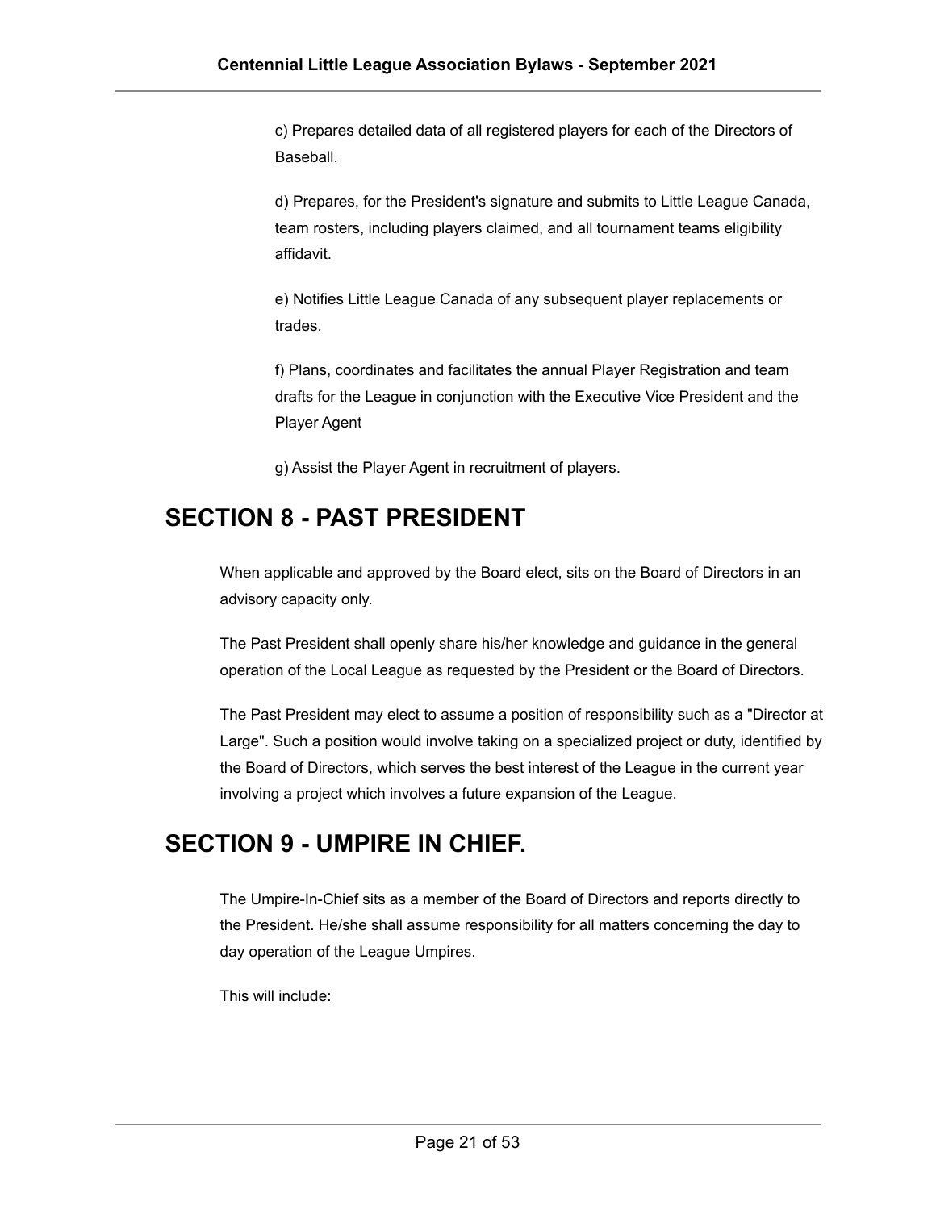c) Prepares detailed data of all registered players for each of the Directors of Baseball.

d) Prepares, for the President's signature and submits to Little League Canada, team rosters, including players claimed, and all tournament teams eligibility affidavit.

e) Notifies Little League Canada of any subsequent player replacements or trades.

f) Plans, coordinates and facilitates the annual Player Registration and team drafts for the League in conjunction with the Executive Vice President and the Player Agent

g) Assist the Player Agent in recruitment of players.

## SECTION 8 - PAST PRESIDENT

When applicable and approved by the Board elect, sits on the Board of Directors in an advisory capacity only.

The Past President shall openly share his/her knowledge and guidance in the general operation of the Local League as requested by the President or the Board of Directors.

The Past President may elect to assume a position of responsibility such as a "Director at Large". Such a position would involve taking on a specialized project or duty, identified by the Board of Directors, which serves the best interest of the League in the current year involving a project which involves a future expansion of the League.

## SECTION 9 - UMPIRE IN CHIEF.

The Umpire-In-Chief sits as a member of the Board of Directors and reports directly to the President. He/she shall assume responsibility for all matters concerning the day to day operation of the League Umpires.

This will include: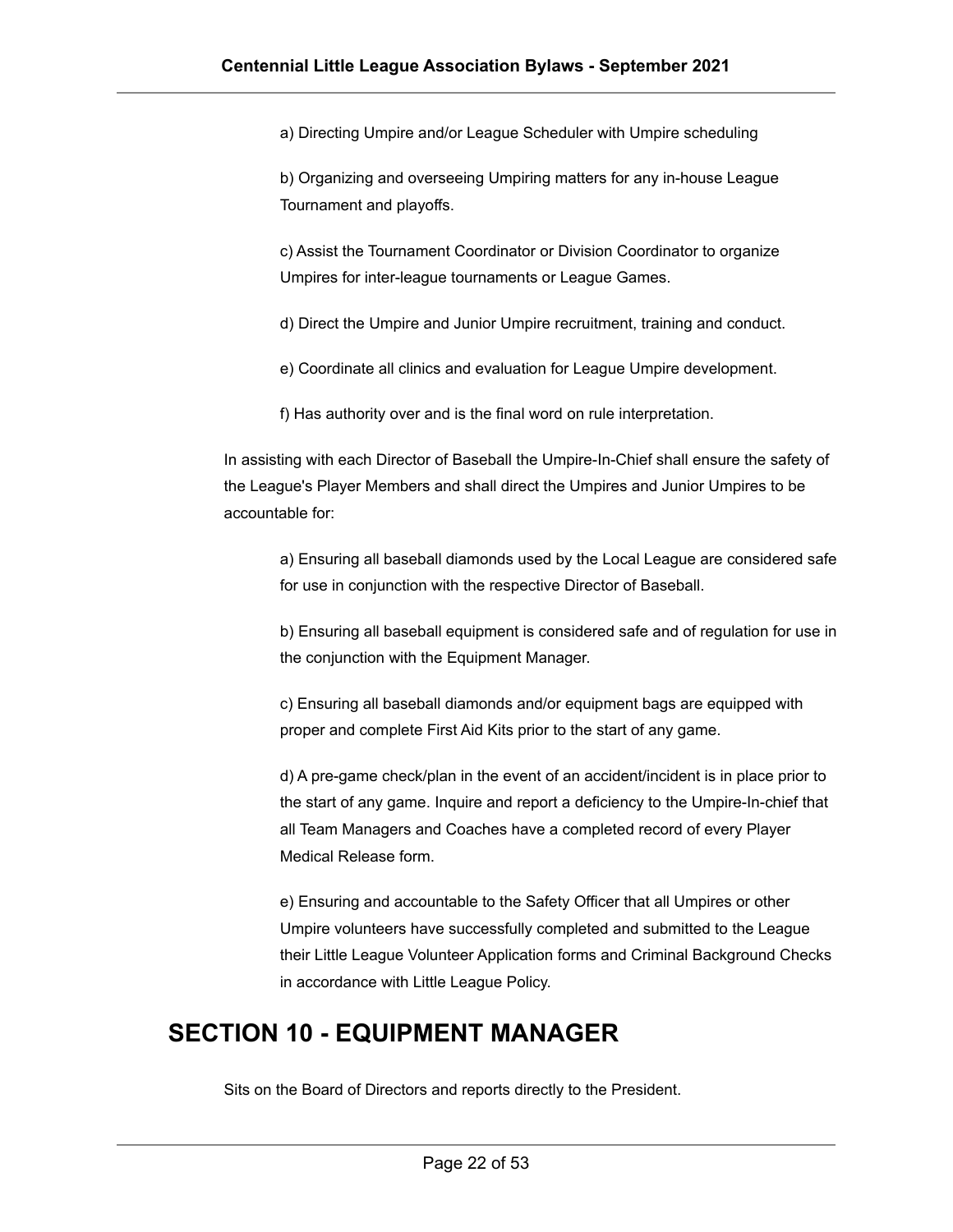a) Directing Umpire and/or League Scheduler with Umpire scheduling

b) Organizing and overseeing Umpiring matters for any in-house League Tournament and playoffs.

c) Assist the Tournament Coordinator or Division Coordinator to organize Umpires for inter-league tournaments or League Games.

d) Direct the Umpire and Junior Umpire recruitment, training and conduct.

e) Coordinate all clinics and evaluation for League Umpire development.

f) Has authority over and is the final word on rule interpretation.

In assisting with each Director of Baseball the Umpire-In-Chief shall ensure the safety of the League's Player Members and shall direct the Umpires and Junior Umpires to be accountable for:

a) Ensuring all baseball diamonds used by the Local League are considered safe for use in conjunction with the respective Director of Baseball.

b) Ensuring all baseball equipment is considered safe and of regulation for use in the conjunction with the Equipment Manager.

c) Ensuring all baseball diamonds and/or equipment bags are equipped with proper and complete First Aid Kits prior to the start of any game.

d) A pre-game check/plan in the event of an accident/incident is in place prior to the start of any game. Inquire and report a deficiency to the Umpire-In-chief that all Team Managers and Coaches have a completed record of every Player Medical Release form.

e) Ensuring and accountable to the Safety Officer that all Umpires or other Umpire volunteers have successfully completed and submitted to the League their Little League Volunteer Application forms and Criminal Background Checks in accordance with Little League Policy.

## SECTION 10 - EQUIPMENT MANAGER

Sits on the Board of Directors and reports directly to the President.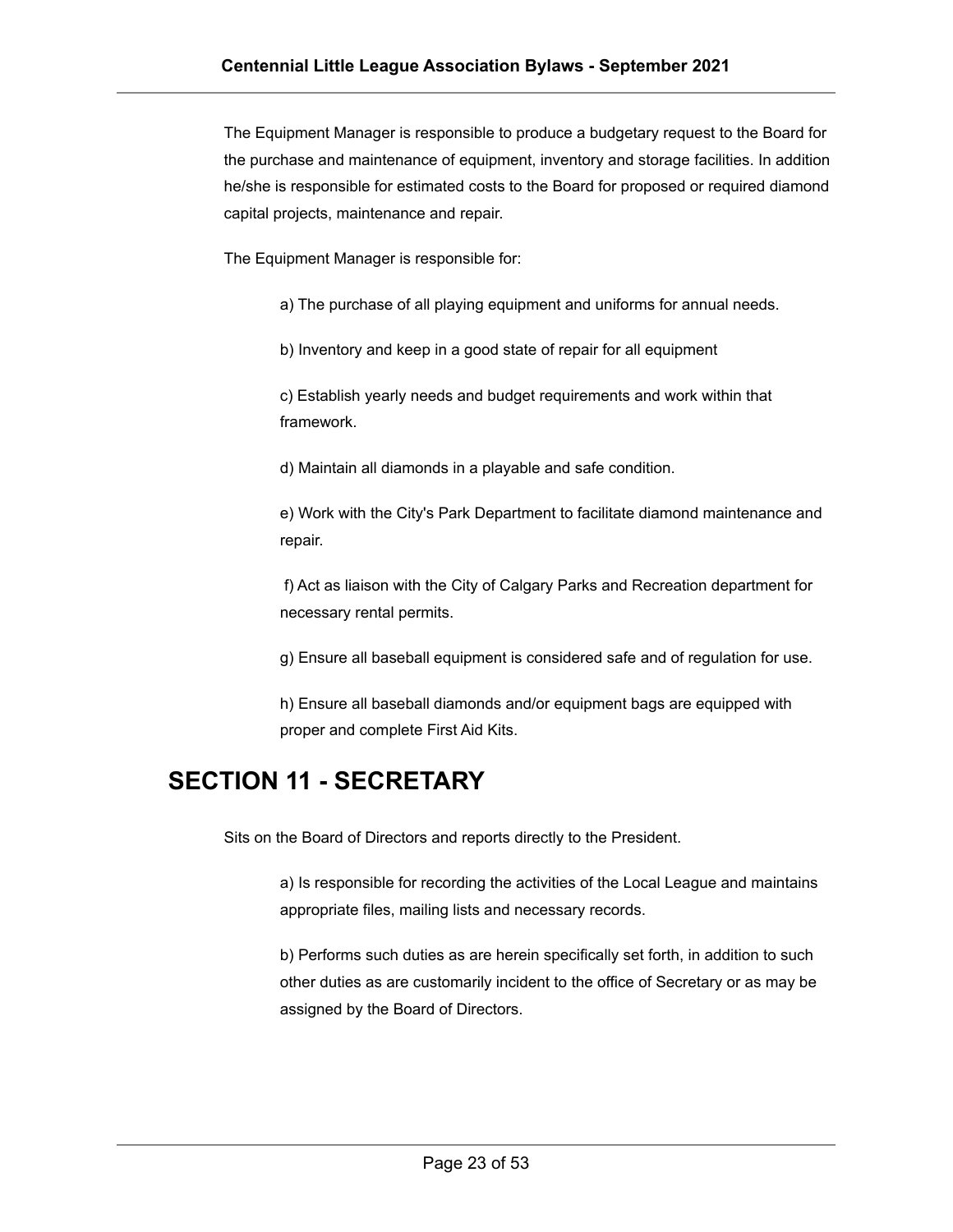The Equipment Manager is responsible to produce a budgetary request to the Board for the purchase and maintenance of equipment, inventory and storage facilities. In addition he/she is responsible for estimated costs to the Board for proposed or required diamond capital projects, maintenance and repair.

The Equipment Manager is responsible for:

a) The purchase of all playing equipment and uniforms for annual needs.

b) Inventory and keep in a good state of repair for all equipment

c) Establish yearly needs and budget requirements and work within that framework.

d) Maintain all diamonds in a playable and safe condition.

e) Work with the City's Park Department to facilitate diamond maintenance and repair.

f) Act as liaison with the City of Calgary Parks and Recreation department for necessary rental permits.

g) Ensure all baseball equipment is considered safe and of regulation for use.

h) Ensure all baseball diamonds and/or equipment bags are equipped with proper and complete First Aid Kits.

# SECTION 11 - SECRETARY

Sits on the Board of Directors and reports directly to the President.

a) Is responsible for recording the activities of the Local League and maintains appropriate files, mailing lists and necessary records.

b) Performs such duties as are herein specifically set forth, in addition to such other duties as are customarily incident to the office of Secretary or as may be assigned by the Board of Directors.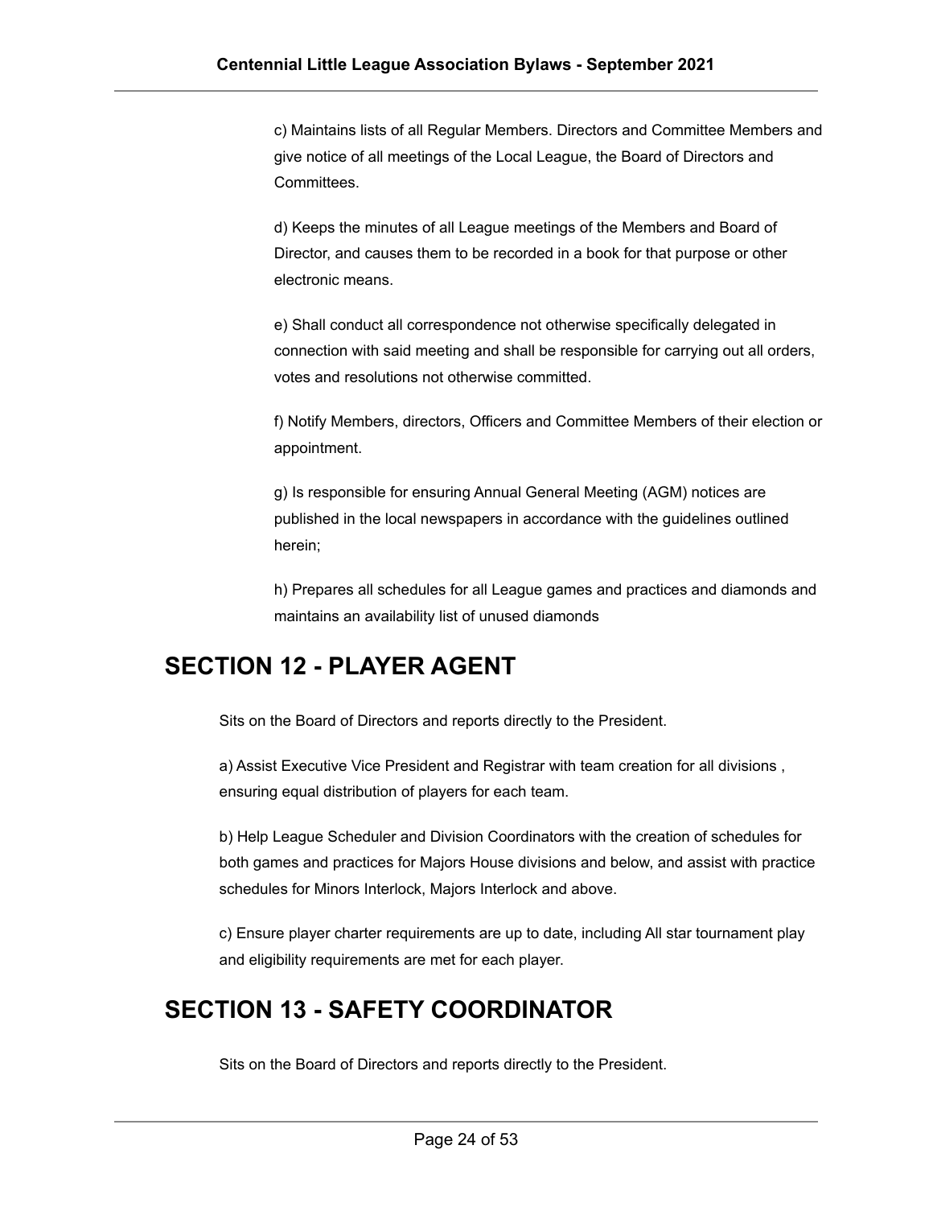c) Maintains lists of all Regular Members. Directors and Committee Members and give notice of all meetings of the Local League, the Board of Directors and Committees.

d) Keeps the minutes of all League meetings of the Members and Board of Director, and causes them to be recorded in a book for that purpose or other electronic means.

e) Shall conduct all correspondence not otherwise specifically delegated in connection with said meeting and shall be responsible for carrying out all orders, votes and resolutions not otherwise committed.

f) Notify Members, directors, Officers and Committee Members of their election or appointment.

g) Is responsible for ensuring Annual General Meeting (AGM) notices are published in the local newspapers in accordance with the guidelines outlined herein;

h) Prepares all schedules for all League games and practices and diamonds and maintains an availability list of unused diamonds

## SECTION 12 - PLAYER AGENT

Sits on the Board of Directors and reports directly to the President.

a) Assist Executive Vice President and Registrar with team creation for all divisions , ensuring equal distribution of players for each team.

b) Help League Scheduler and Division Coordinators with the creation of schedules for both games and practices for Majors House divisions and below, and assist with practice schedules for Minors Interlock, Majors Interlock and above.

c) Ensure player charter requirements are up to date, including All star tournament play and eligibility requirements are met for each player.

## SECTION 13 - SAFETY COORDINATOR

Sits on the Board of Directors and reports directly to the President.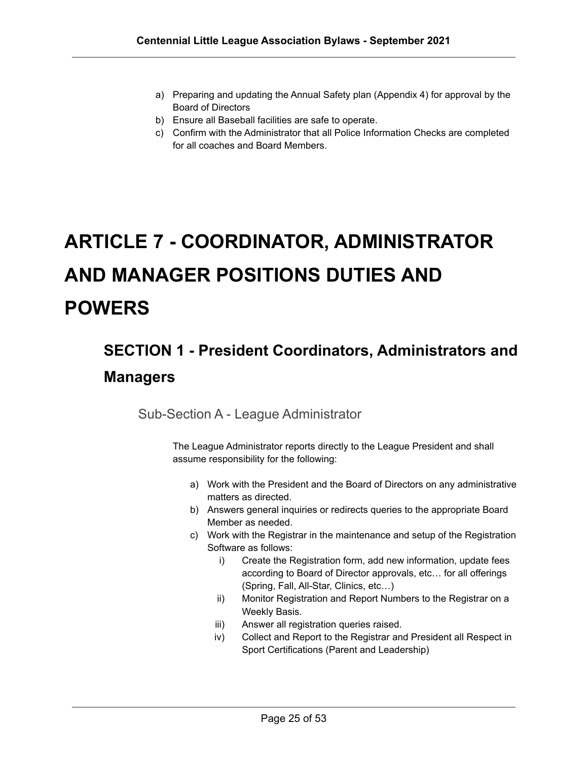a) Preparing and updating the Annual Safety plan (Appendix 4) for approval by the Board of Directors
b) Ensure all Baseball facilities are safe to operate.
c) Confirm with the Administrator that all Police Information Checks are completed for all coaches and Board Members.

# ARTICLE 7 - COORDINATOR, ADMINISTRATOR AND MANAGER POSITIONS DUTIES AND POWERS

## SECTION 1 - President Coordinators, Administrators and Managers

### Sub-Section A - League Administrator

The League Administrator reports directly to the League President and shall assume responsibility for the following:

a) Work with the President and the Board of Directors on any administrative matters as directed.
b) Answers general inquiries or redirects queries to the appropriate Board Member as needed.
c) Work with the Registrar in the maintenance and setup of the Registration Software as follows:
   i) Create the Registration form, add new information, update fees according to Board of Director approvals, etc… for all offerings (Spring, Fall, All-Star, Clinics, etc…)
   ii) Monitor Registration and Report Numbers to the Registrar on a Weekly Basis.
   iii) Answer all registration queries raised.
   iv) Collect and Report to the Registrar and President all Respect in Sport Certifications (Parent and Leadership)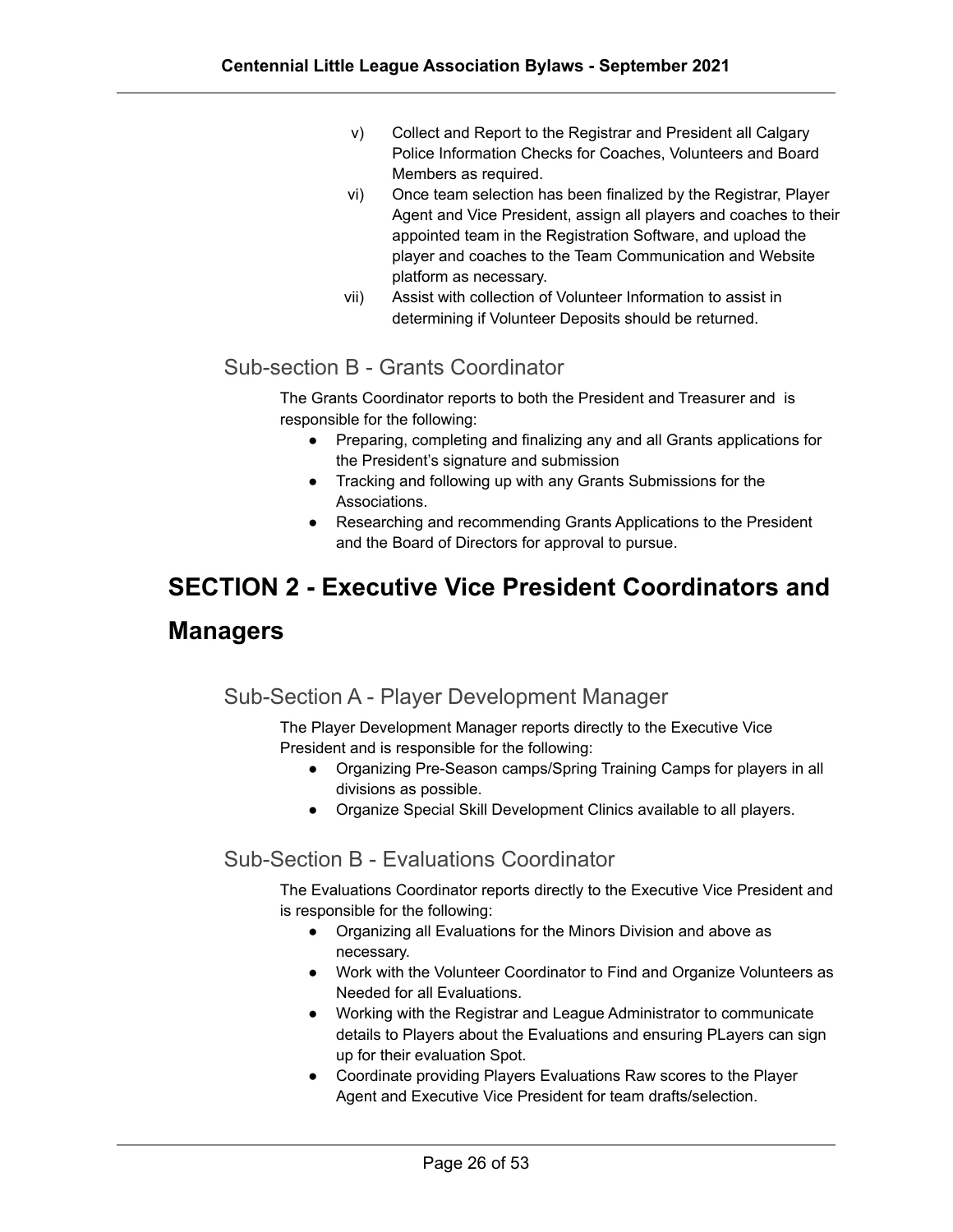v) Collect and Report to the Registrar and President all Calgary Police Information Checks for Coaches, Volunteers and Board Members as required.

vi) Once team selection has been finalized by the Registrar, Player Agent and Vice President, assign all players and coaches to their appointed team in the Registration Software, and upload the player and coaches to the Team Communication and Website platform as necessary.

vii) Assist with collection of Volunteer Information to assist in determining if Volunteer Deposits should be returned.

### Sub-section B - Grants Coordinator

The Grants Coordinator reports to both the President and Treasurer and is responsible for the following:

- Preparing, completing and finalizing any and all Grants applications for the President's signature and submission
- Tracking and following up with any Grants Submissions for the Associations.
- Researching and recommending Grants Applications to the President and the Board of Directors for approval to pursue.

## SECTION 2 - Executive Vice President Coordinators and Managers

### Sub-Section A - Player Development Manager

The Player Development Manager reports directly to the Executive Vice President and is responsible for the following:

- Organizing Pre-Season camps/Spring Training Camps for players in all divisions as possible.
- Organize Special Skill Development Clinics available to all players.

### Sub-Section B - Evaluations Coordinator

The Evaluations Coordinator reports directly to the Executive Vice President and is responsible for the following:

- Organizing all Evaluations for the Minors Division and above as necessary.
- Work with the Volunteer Coordinator to Find and Organize Volunteers as Needed for all Evaluations.
- Working with the Registrar and League Administrator to communicate details to Players about the Evaluations and ensuring PLayers can sign up for their evaluation Spot.
- Coordinate providing Players Evaluations Raw scores to the Player Agent and Executive Vice President for team drafts/selection.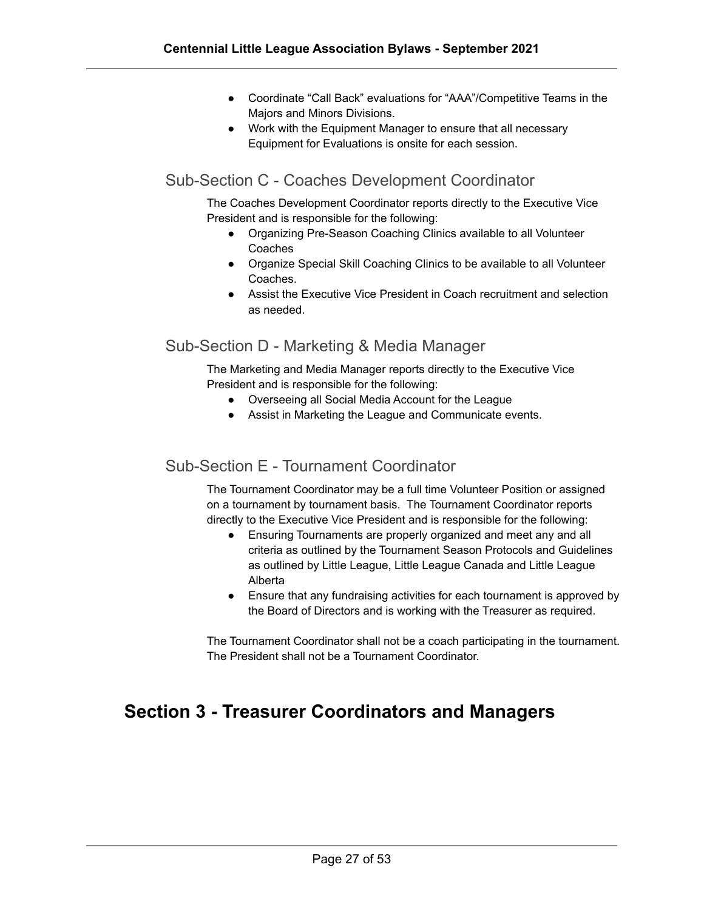- Coordinate "Call Back" evaluations for "AAA"/Competitive Teams in the Majors and Minors Divisions.
- Work with the Equipment Manager to ensure that all necessary Equipment for Evaluations is onsite for each session.

### Sub-Section C - Coaches Development Coordinator

The Coaches Development Coordinator reports directly to the Executive Vice President and is responsible for the following:

- Organizing Pre-Season Coaching Clinics available to all Volunteer Coaches
- Organize Special Skill Coaching Clinics to be available to all Volunteer Coaches.
- Assist the Executive Vice President in Coach recruitment and selection as needed.

### Sub-Section D - Marketing & Media Manager

The Marketing and Media Manager reports directly to the Executive Vice President and is responsible for the following:

- Overseeing all Social Media Account for the League
- Assist in Marketing the League and Communicate events.

### Sub-Section E - Tournament Coordinator

The Tournament Coordinator may be a full time Volunteer Position or assigned on a tournament by tournament basis. The Tournament Coordinator reports directly to the Executive Vice President and is responsible for the following:

- Ensuring Tournaments are properly organized and meet any and all criteria as outlined by the Tournament Season Protocols and Guidelines as outlined by Little League, Little League Canada and Little League Alberta
- Ensure that any fundraising activities for each tournament is approved by the Board of Directors and is working with the Treasurer as required.

The Tournament Coordinator shall not be a coach participating in the tournament. The President shall not be a Tournament Coordinator.

## Section 3 - Treasurer Coordinators and Managers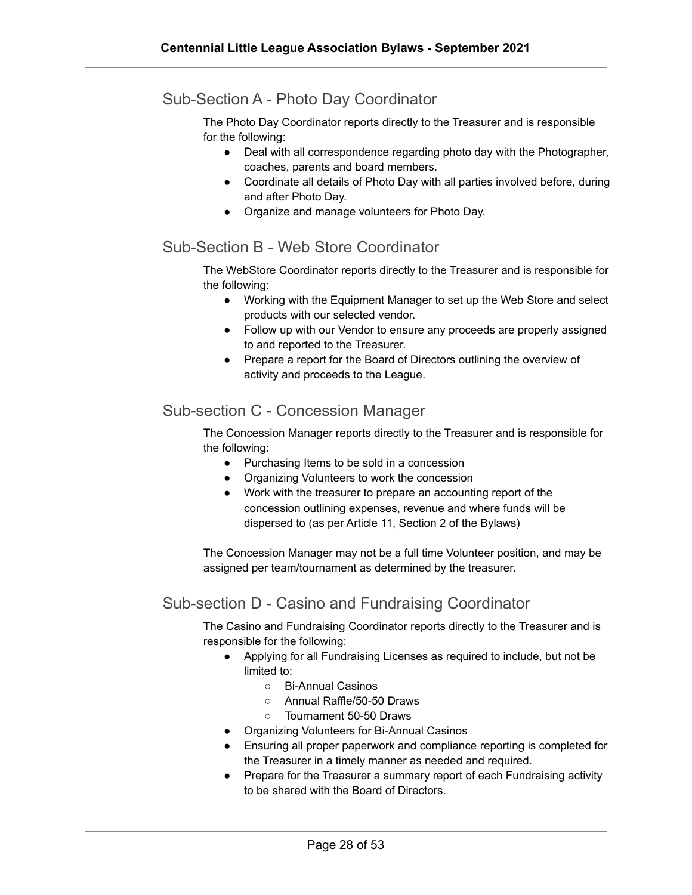## Sub-Section A - Photo Day Coordinator

The Photo Day Coordinator reports directly to the Treasurer and is responsible for the following:

- Deal with all correspondence regarding photo day with the Photographer, coaches, parents and board members.
- Coordinate all details of Photo Day with all parties involved before, during and after Photo Day.
- Organize and manage volunteers for Photo Day.

## Sub-Section B - Web Store Coordinator

The WebStore Coordinator reports directly to the Treasurer and is responsible for the following:

- Working with the Equipment Manager to set up the Web Store and select products with our selected vendor.
- Follow up with our Vendor to ensure any proceeds are properly assigned to and reported to the Treasurer.
- Prepare a report for the Board of Directors outlining the overview of activity and proceeds to the League.

## Sub-section C - Concession Manager

The Concession Manager reports directly to the Treasurer and is responsible for the following:

- Purchasing Items to be sold in a concession
- Organizing Volunteers to work the concession
- Work with the treasurer to prepare an accounting report of the concession outlining expenses, revenue and where funds will be dispersed to (as per Article 11, Section 2 of the Bylaws)

The Concession Manager may not be a full time Volunteer position, and may be assigned per team/tournament as determined by the treasurer.

## Sub-section D - Casino and Fundraising Coordinator

The Casino and Fundraising Coordinator reports directly to the Treasurer and is responsible for the following:

- Applying for all Fundraising Licenses as required to include, but not be limited to:
  - Bi-Annual Casinos
  - Annual Raffle/50-50 Draws
  - Tournament 50-50 Draws
- Organizing Volunteers for Bi-Annual Casinos
- Ensuring all proper paperwork and compliance reporting is completed for the Treasurer in a timely manner as needed and required.
- Prepare for the Treasurer a summary report of each Fundraising activity to be shared with the Board of Directors.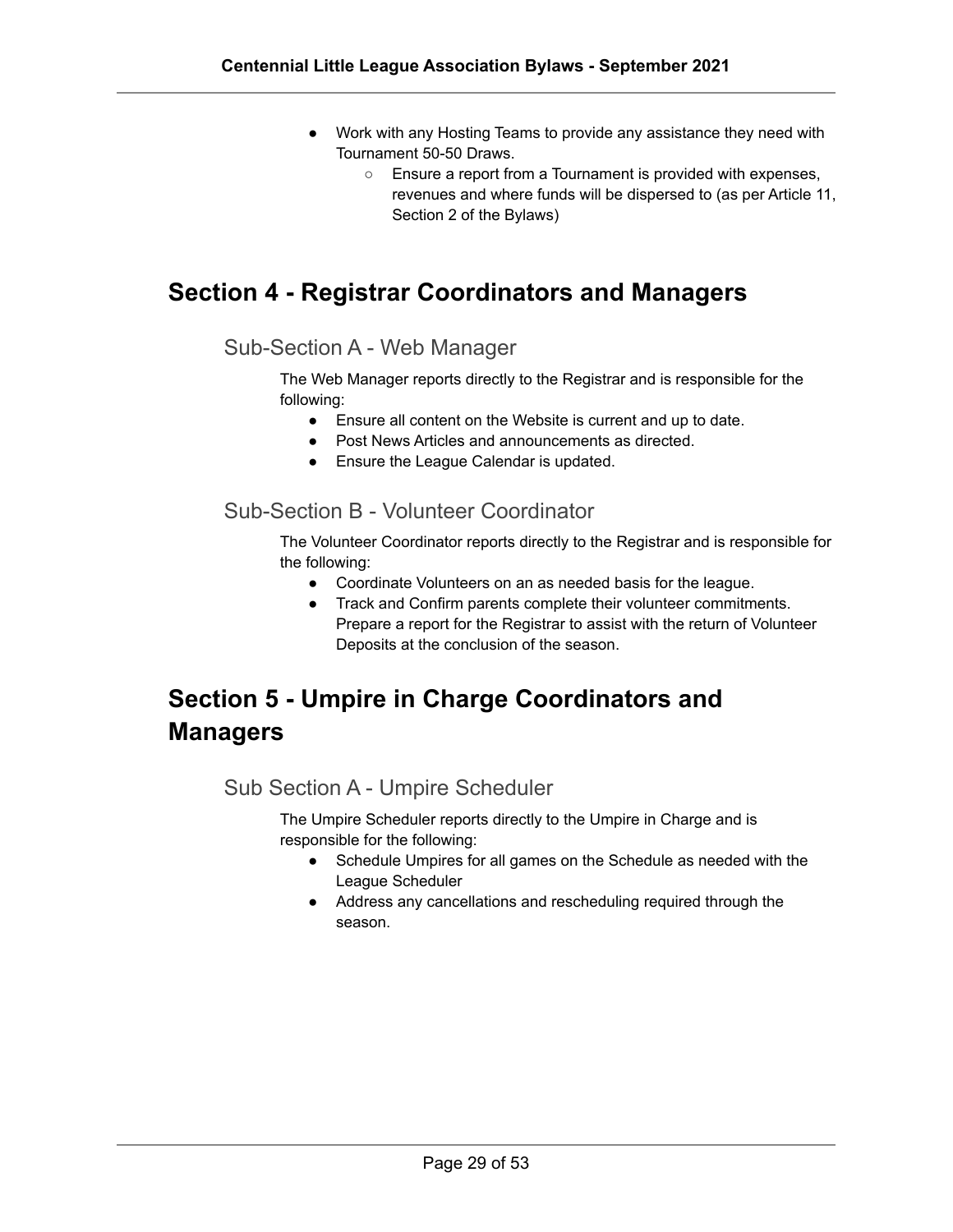- Work with any Hosting Teams to provide any assistance they need with Tournament 50-50 Draws.
  - Ensure a report from a Tournament is provided with expenses, revenues and where funds will be dispersed to (as per Article 11, Section 2 of the Bylaws)

## Section 4 - Registrar Coordinators and Managers

### Sub-Section A - Web Manager

The Web Manager reports directly to the Registrar and is responsible for the following:

- Ensure all content on the Website is current and up to date.
- Post News Articles and announcements as directed.
- Ensure the League Calendar is updated.

### Sub-Section B - Volunteer Coordinator

The Volunteer Coordinator reports directly to the Registrar and is responsible for the following:

- Coordinate Volunteers on an as needed basis for the league.
- Track and Confirm parents complete their volunteer commitments. Prepare a report for the Registrar to assist with the return of Volunteer Deposits at the conclusion of the season.

## Section 5 - Umpire in Charge Coordinators and Managers

### Sub Section A - Umpire Scheduler

The Umpire Scheduler reports directly to the Umpire in Charge and is responsible for the following:

- Schedule Umpires for all games on the Schedule as needed with the League Scheduler
- Address any cancellations and rescheduling required through the season.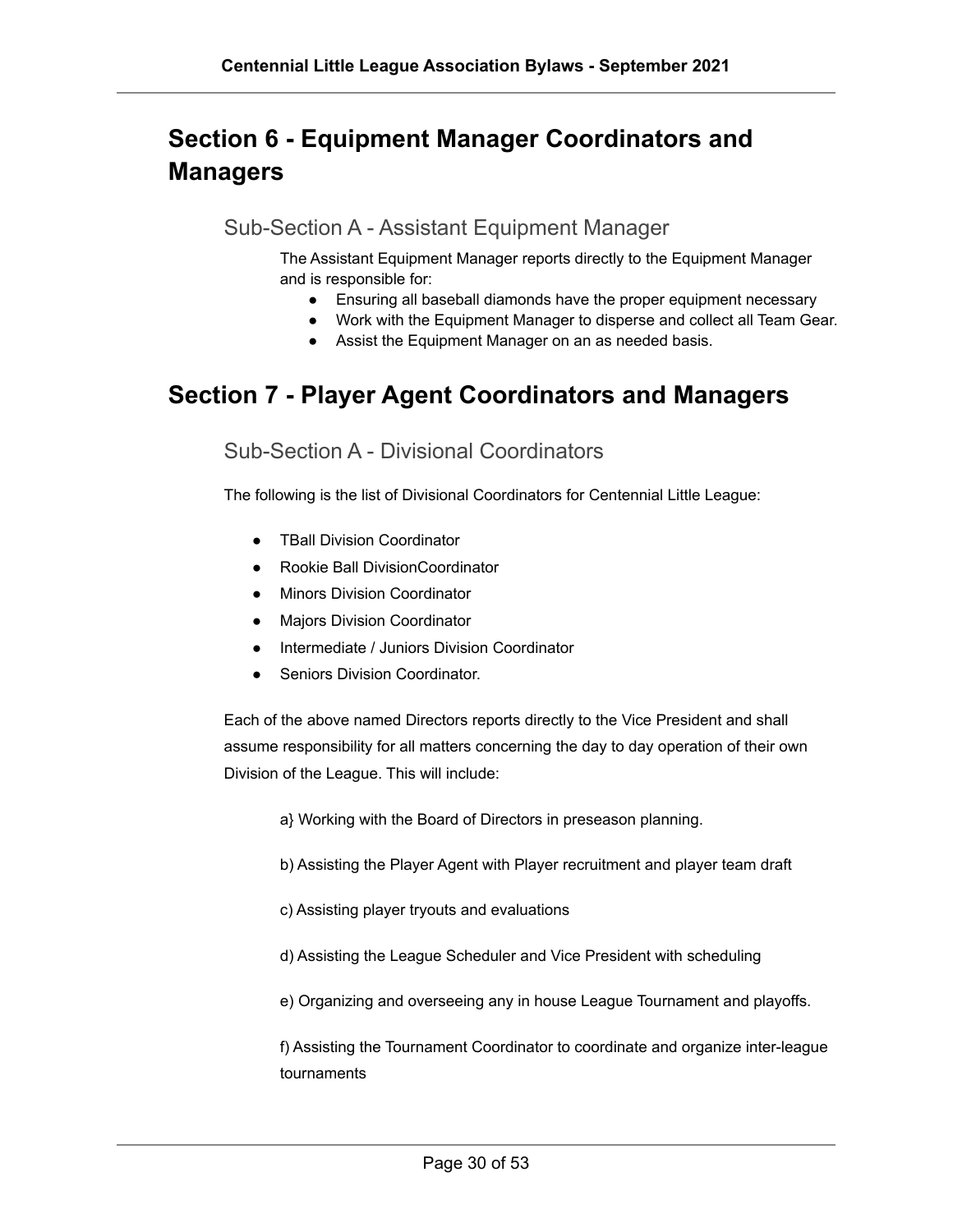# Section 6 - Equipment Manager Coordinators and Managers

## Sub-Section A - Assistant Equipment Manager

The Assistant Equipment Manager reports directly to the Equipment Manager and is responsible for:

- Ensuring all baseball diamonds have the proper equipment necessary
- Work with the Equipment Manager to disperse and collect all Team Gear.
- Assist the Equipment Manager on an as needed basis.

# Section 7 - Player Agent Coordinators and Managers

## Sub-Section A - Divisional Coordinators

The following is the list of Divisional Coordinators for Centennial Little League:

- TBall Division Coordinator
- Rookie Ball DivisionCoordinator
- Minors Division Coordinator
- Majors Division Coordinator
- Intermediate / Juniors Division Coordinator
- Seniors Division Coordinator.

Each of the above named Directors reports directly to the Vice President and shall assume responsibility for all matters concerning the day to day operation of their own Division of the League. This will include:

a} Working with the Board of Directors in preseason planning.

b) Assisting the Player Agent with Player recruitment and player team draft

c) Assisting player tryouts and evaluations

d) Assisting the League Scheduler and Vice President with scheduling

e) Organizing and overseeing any in house League Tournament and playoffs.

f) Assisting the Tournament Coordinator to coordinate and organize inter-league tournaments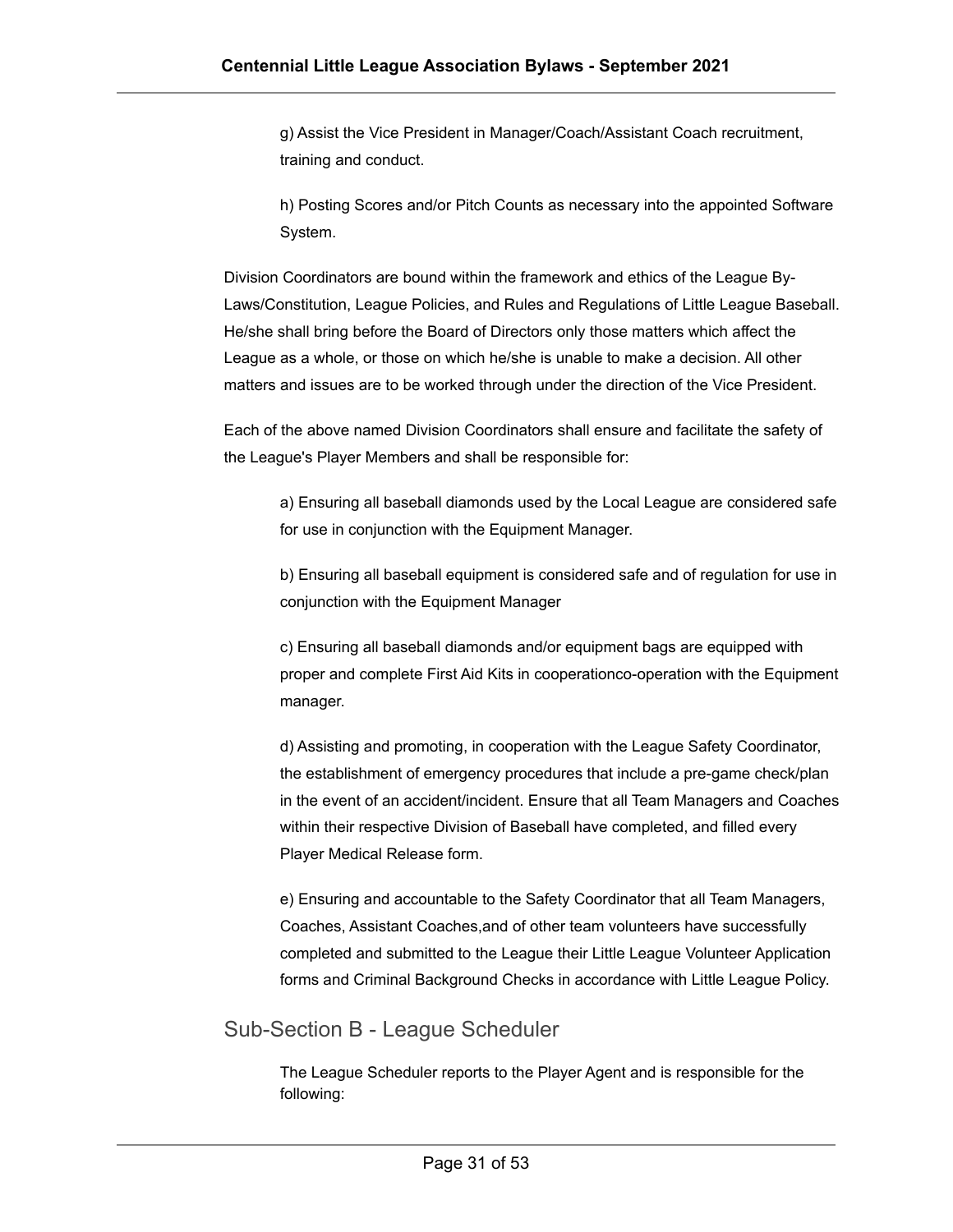g) Assist the Vice President in Manager/Coach/Assistant Coach recruitment, training and conduct.

h) Posting Scores and/or Pitch Counts as necessary into the appointed Software System.

Division Coordinators are bound within the framework and ethics of the League By-Laws/Constitution, League Policies, and Rules and Regulations of Little League Baseball. He/she shall bring before the Board of Directors only those matters which affect the League as a whole, or those on which he/she is unable to make a decision. All other matters and issues are to be worked through under the direction of the Vice President.

Each of the above named Division Coordinators shall ensure and facilitate the safety of the League's Player Members and shall be responsible for:

a) Ensuring all baseball diamonds used by the Local League are considered safe for use in conjunction with the Equipment Manager.

b) Ensuring all baseball equipment is considered safe and of regulation for use in conjunction with the Equipment Manager

c) Ensuring all baseball diamonds and/or equipment bags are equipped with proper and complete First Aid Kits in cooperationco-operation with the Equipment manager.

d) Assisting and promoting, in cooperation with the League Safety Coordinator, the establishment of emergency procedures that include a pre-game check/plan in the event of an accident/incident. Ensure that all Team Managers and Coaches within their respective Division of Baseball have completed, and filled every Player Medical Release form.

e) Ensuring and accountable to the Safety Coordinator that all Team Managers, Coaches, Assistant Coaches,and of other team volunteers have successfully completed and submitted to the League their Little League Volunteer Application forms and Criminal Background Checks in accordance with Little League Policy.

## Sub-Section B - League Scheduler

The League Scheduler reports to the Player Agent and is responsible for the following: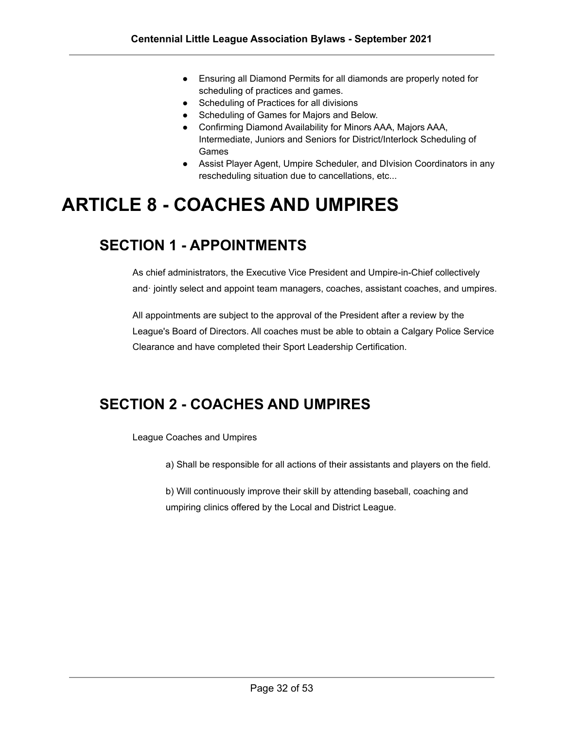- Ensuring all Diamond Permits for all diamonds are properly noted for scheduling of practices and games.
- Scheduling of Practices for all divisions
- Scheduling of Games for Majors and Below.
- Confirming Diamond Availability for Minors AAA, Majors AAA, Intermediate, Juniors and Seniors for District/Interlock Scheduling of Games
- Assist Player Agent, Umpire Scheduler, and DIvision Coordinators in any rescheduling situation due to cancellations, etc...

# ARTICLE 8 - COACHES AND UMPIRES

## SECTION 1 - APPOINTMENTS

As chief administrators, the Executive Vice President and Umpire-in-Chief collectively and· jointly select and appoint team managers, coaches, assistant coaches, and umpires.

All appointments are subject to the approval of the President after a review by the League's Board of Directors. All coaches must be able to obtain a Calgary Police Service Clearance and have completed their Sport Leadership Certification.

## SECTION 2 - COACHES AND UMPIRES

League Coaches and Umpires

a) Shall be responsible for all actions of their assistants and players on the field.

b) Will continuously improve their skill by attending baseball, coaching and umpiring clinics offered by the Local and District League.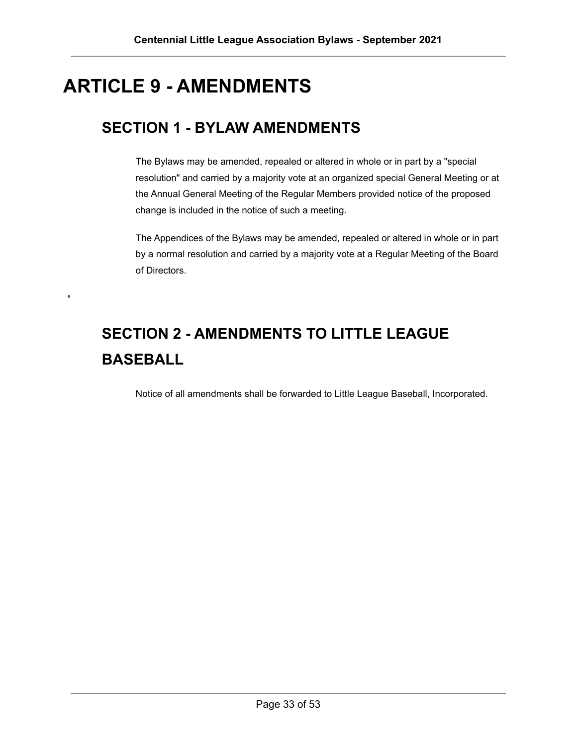# ARTICLE 9 - AMENDMENTS

## SECTION 1 - BYLAW AMENDMENTS

The Bylaws may be amended, repealed or altered in whole or in part by a "special resolution" and carried by a majority vote at an organized special General Meeting or at the Annual General Meeting of the Regular Members provided notice of the proposed change is included in the notice of such a meeting.

The Appendices of the Bylaws may be amended, repealed or altered in whole or in part by a normal resolution and carried by a majority vote at a Regular Meeting of the Board of Directors.

## SECTION 2 - AMENDMENTS TO LITTLE LEAGUE BASEBALL

Notice of all amendments shall be forwarded to Little League Baseball, Incorporated.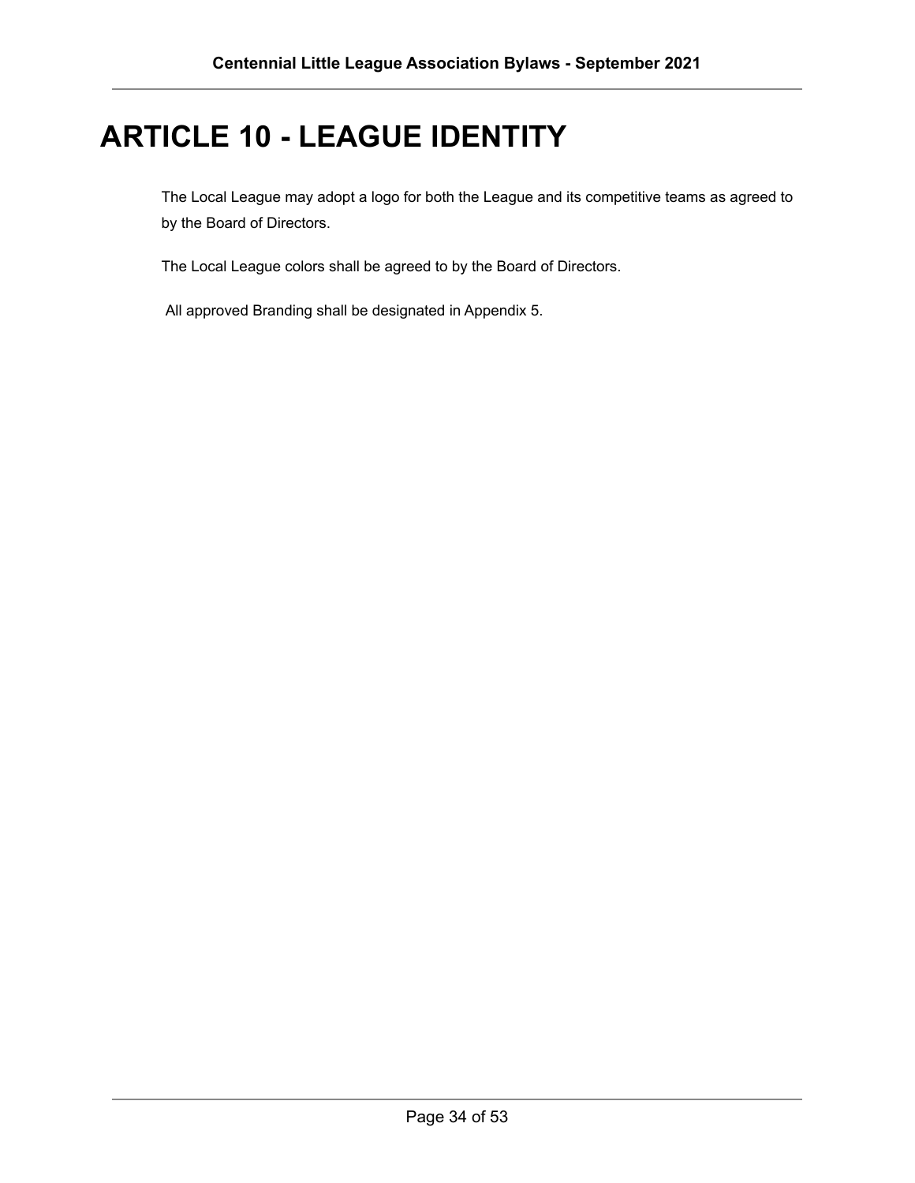# ARTICLE 10 - LEAGUE IDENTITY

The Local League may adopt a logo for both the League and its competitive teams as agreed to by the Board of Directors.

The Local League colors shall be agreed to by the Board of Directors.

All approved Branding shall be designated in Appendix 5.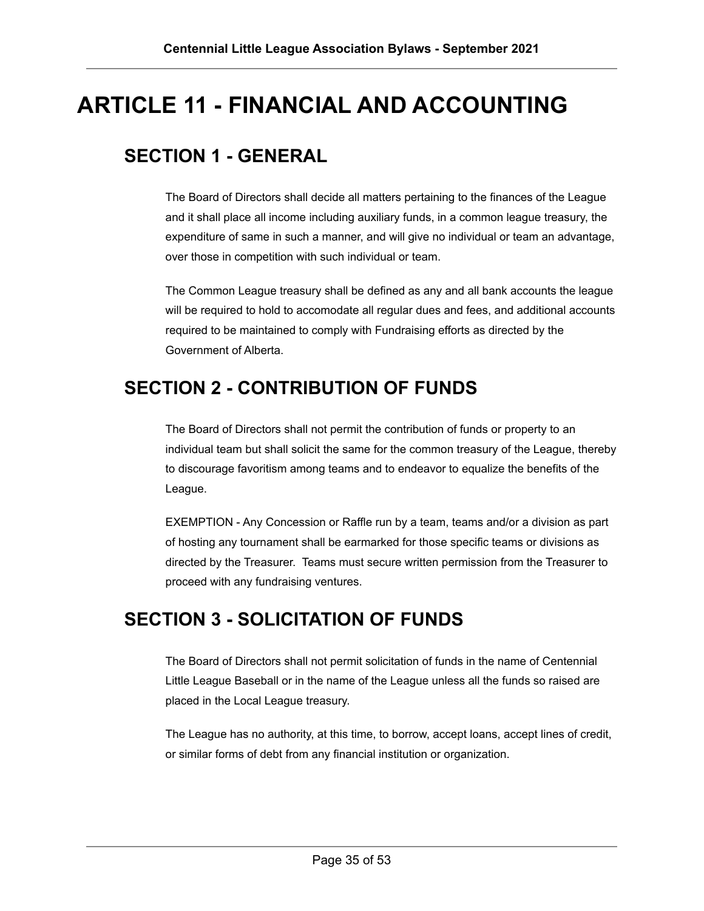# ARTICLE 11 - FINANCIAL AND ACCOUNTING

## SECTION 1 - GENERAL

The Board of Directors shall decide all matters pertaining to the finances of the League and it shall place all income including auxiliary funds, in a common league treasury, the expenditure of same in such a manner, and will give no individual or team an advantage, over those in competition with such individual or team.

The Common League treasury shall be defined as any and all bank accounts the league will be required to hold to accomodate all regular dues and fees, and additional accounts required to be maintained to comply with Fundraising efforts as directed by the Government of Alberta.

## SECTION 2 - CONTRIBUTION OF FUNDS

The Board of Directors shall not permit the contribution of funds or property to an individual team but shall solicit the same for the common treasury of the League, thereby to discourage favoritism among teams and to endeavor to equalize the benefits of the League.

EXEMPTION - Any Concession or Raffle run by a team, teams and/or a division as part of hosting any tournament shall be earmarked for those specific teams or divisions as directed by the Treasurer. Teams must secure written permission from the Treasurer to proceed with any fundraising ventures.

## SECTION 3 - SOLICITATION OF FUNDS

The Board of Directors shall not permit solicitation of funds in the name of Centennial Little League Baseball or in the name of the League unless all the funds so raised are placed in the Local League treasury.

The League has no authority, at this time, to borrow, accept loans, accept lines of credit, or similar forms of debt from any financial institution or organization.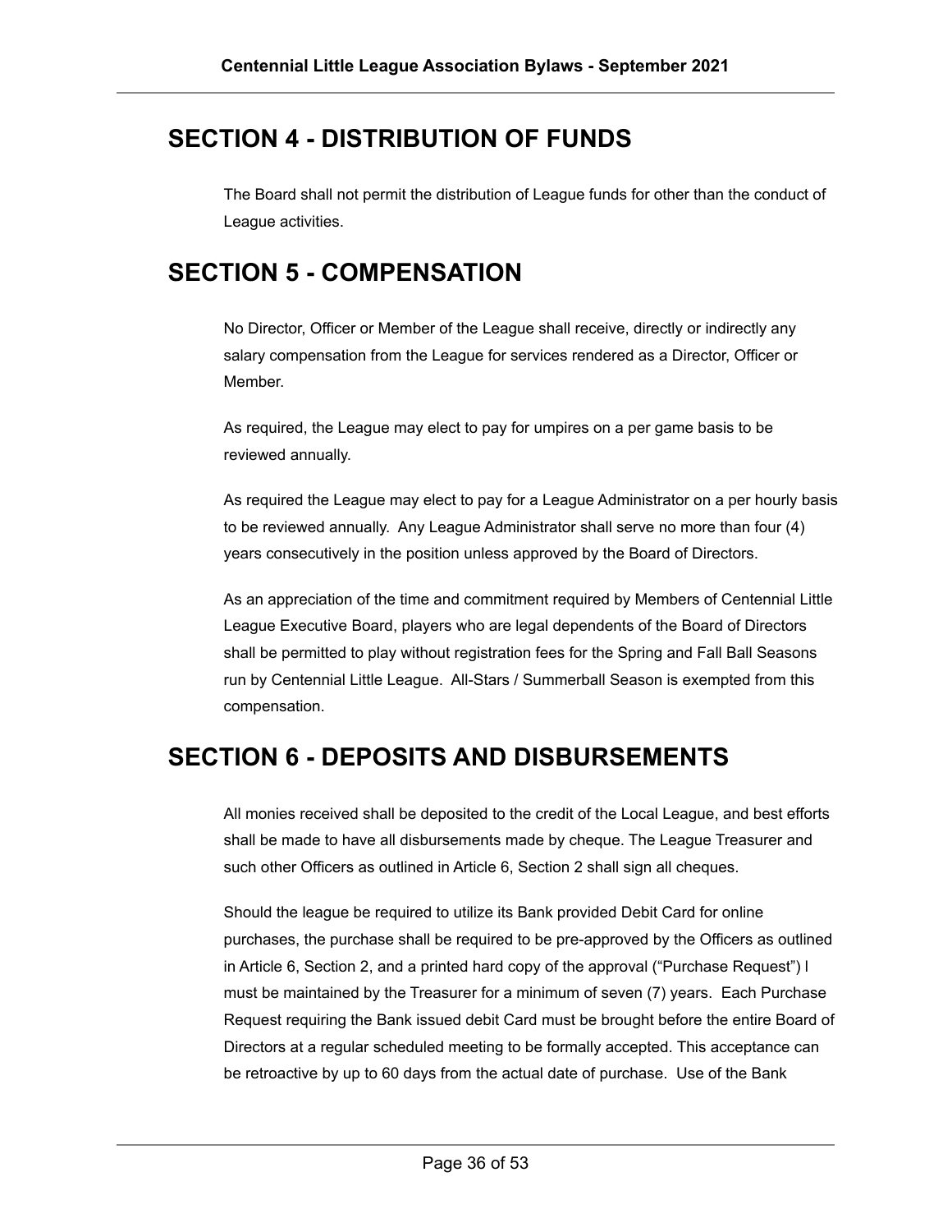## SECTION 4 - DISTRIBUTION OF FUNDS

The Board shall not permit the distribution of League funds for other than the conduct of League activities.

## SECTION 5 - COMPENSATION

No Director, Officer or Member of the League shall receive, directly or indirectly any salary compensation from the League for services rendered as a Director, Officer or Member.

As required, the League may elect to pay for umpires on a per game basis to be reviewed annually.

As required the League may elect to pay for a League Administrator on a per hourly basis to be reviewed annually. Any League Administrator shall serve no more than four (4) years consecutively in the position unless approved by the Board of Directors.

As an appreciation of the time and commitment required by Members of Centennial Little League Executive Board, players who are legal dependents of the Board of Directors shall be permitted to play without registration fees for the Spring and Fall Ball Seasons run by Centennial Little League. All-Stars / Summerball Season is exempted from this compensation.

## SECTION 6 - DEPOSITS AND DISBURSEMENTS

All monies received shall be deposited to the credit of the Local League, and best efforts shall be made to have all disbursements made by cheque. The League Treasurer and such other Officers as outlined in Article 6, Section 2 shall sign all cheques.

Should the league be required to utilize its Bank provided Debit Card for online purchases, the purchase shall be required to be pre-approved by the Officers as outlined in Article 6, Section 2, and a printed hard copy of the approval ("Purchase Request") l must be maintained by the Treasurer for a minimum of seven (7) years. Each Purchase Request requiring the Bank issued debit Card must be brought before the entire Board of Directors at a regular scheduled meeting to be formally accepted. This acceptance can be retroactive by up to 60 days from the actual date of purchase. Use of the Bank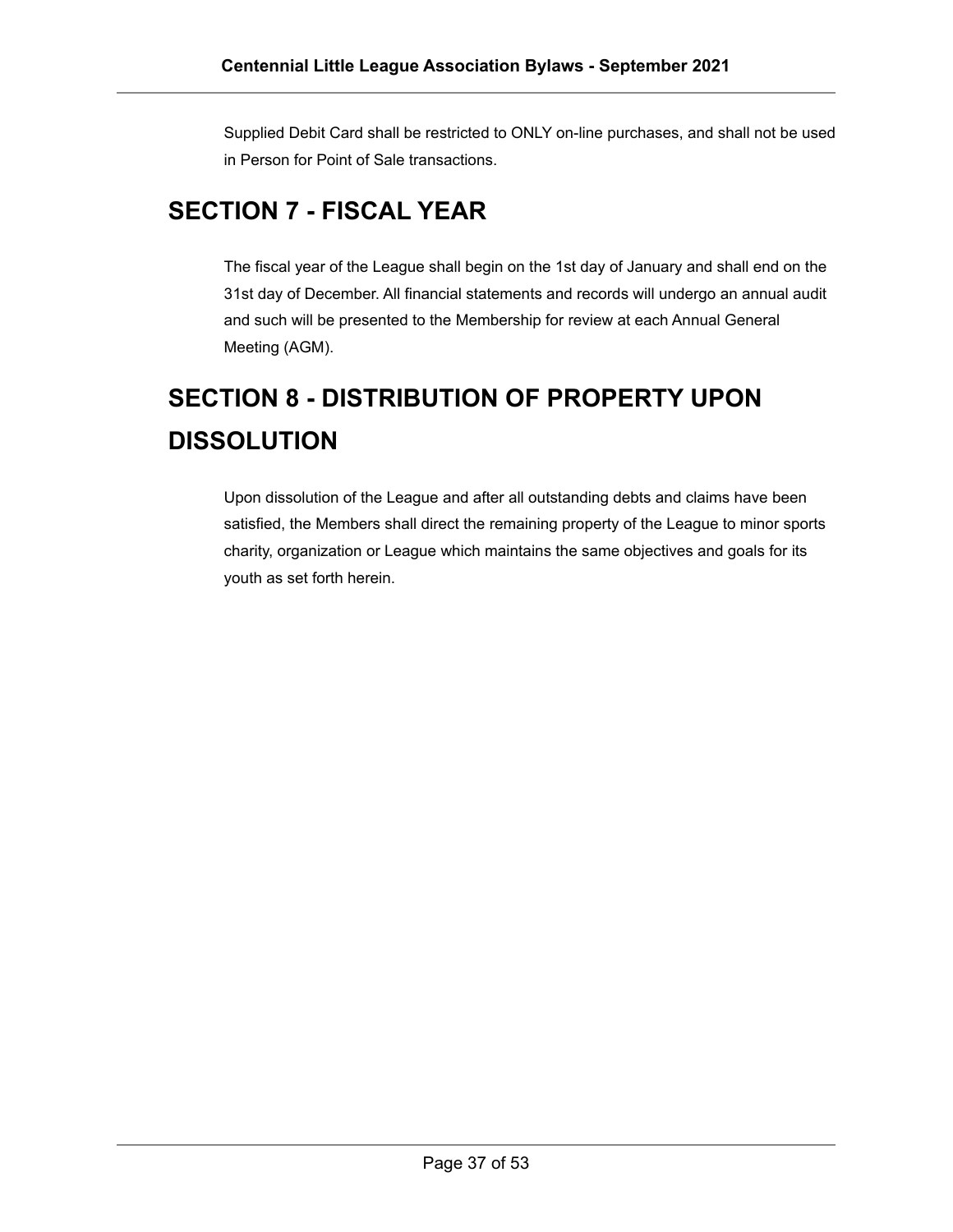Supplied Debit Card shall be restricted to ONLY on-line purchases, and shall not be used in Person for Point of Sale transactions.

# SECTION 7 - FISCAL YEAR

The fiscal year of the League shall begin on the 1st day of January and shall end on the 31st day of December. All financial statements and records will undergo an annual audit and such will be presented to the Membership for review at each Annual General Meeting (AGM).

# SECTION 8 - DISTRIBUTION OF PROPERTY UPON DISSOLUTION

Upon dissolution of the League and after all outstanding debts and claims have been satisfied, the Members shall direct the remaining property of the League to minor sports charity, organization or League which maintains the same objectives and goals for its youth as set forth herein.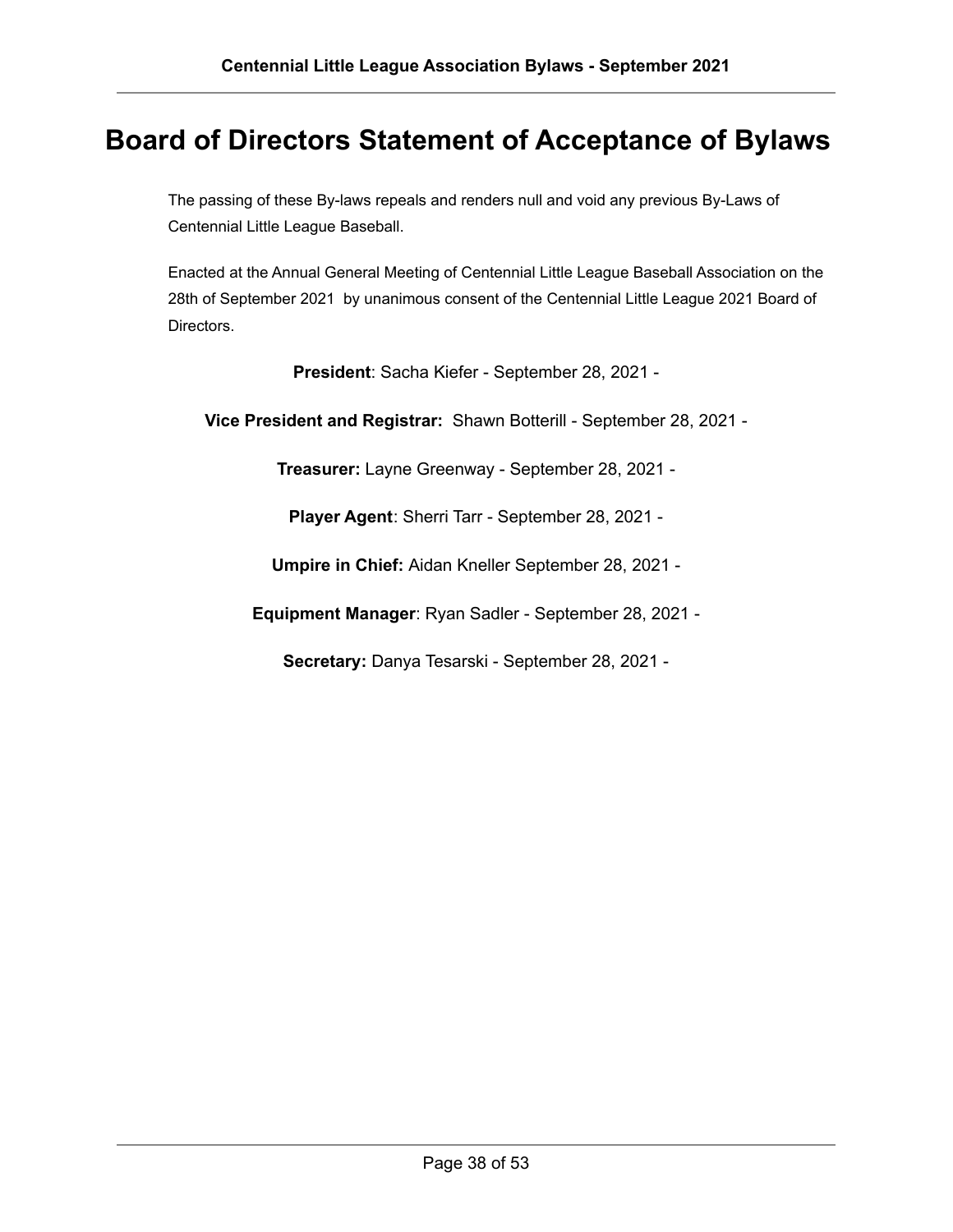# Board of Directors Statement of Acceptance of Bylaws

The passing of these By-laws repeals and renders null and void any previous By-Laws of Centennial Little League Baseball.

Enacted at the Annual General Meeting of Centennial Little League Baseball Association on the 28th of September 2021 by unanimous consent of the Centennial Little League 2021 Board of Directors.

**President**: Sacha Kiefer - September 28, 2021 -

**Vice President and Registrar:** Shawn Botterill - September 28, 2021 -

**Treasurer:** Layne Greenway - September 28, 2021 -

**Player Agent**: Sherri Tarr - September 28, 2021 -

**Umpire in Chief:** Aidan Kneller September 28, 2021 -

**Equipment Manager**: Ryan Sadler - September 28, 2021 -

**Secretary:** Danya Tesarski - September 28, 2021 -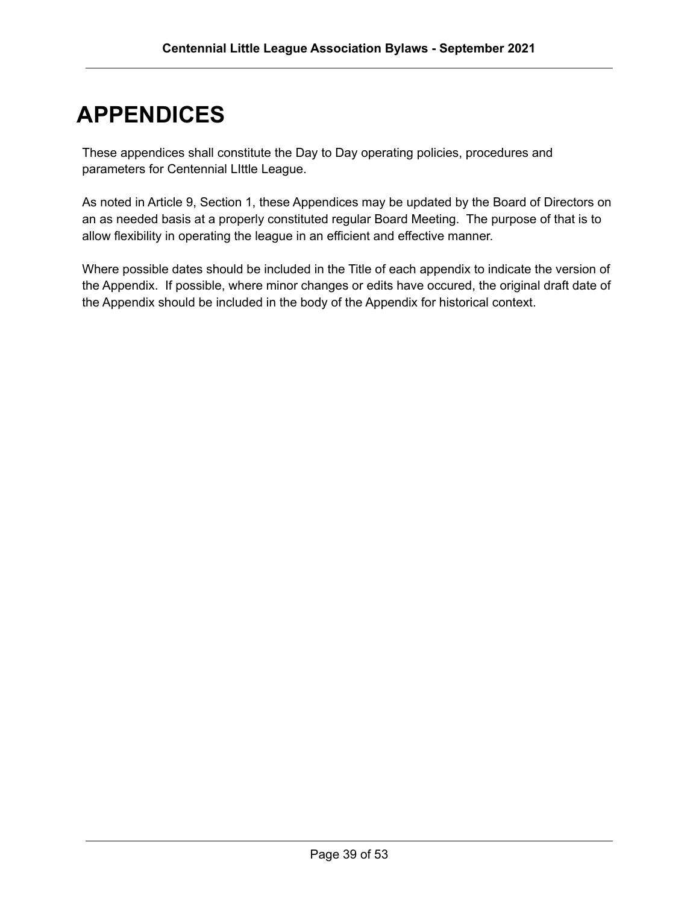# APPENDICES

These appendices shall constitute the Day to Day operating policies, procedures and parameters for Centennial LIttle League.

As noted in Article 9, Section 1, these Appendices may be updated by the Board of Directors on an as needed basis at a properly constituted regular Board Meeting. The purpose of that is to allow flexibility in operating the league in an efficient and effective manner.

Where possible dates should be included in the Title of each appendix to indicate the version of the Appendix. If possible, where minor changes or edits have occured, the original draft date of the Appendix should be included in the body of the Appendix for historical context.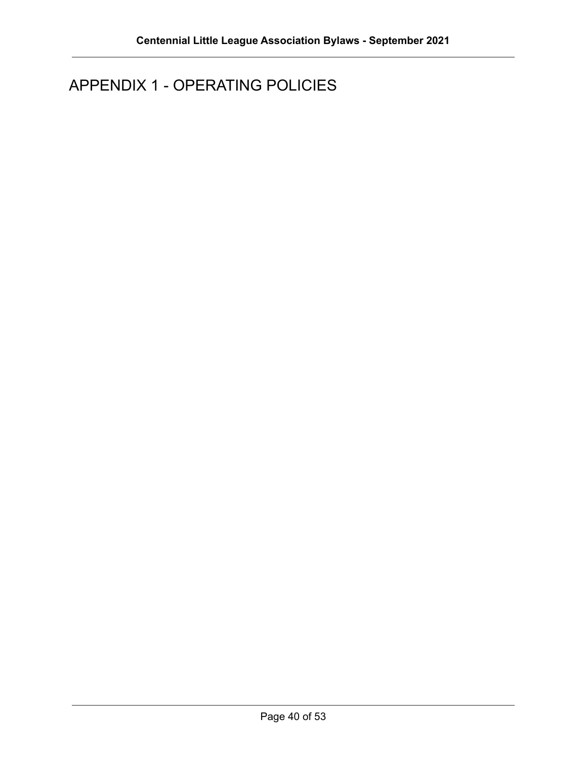# APPENDIX 1 - OPERATING POLICIES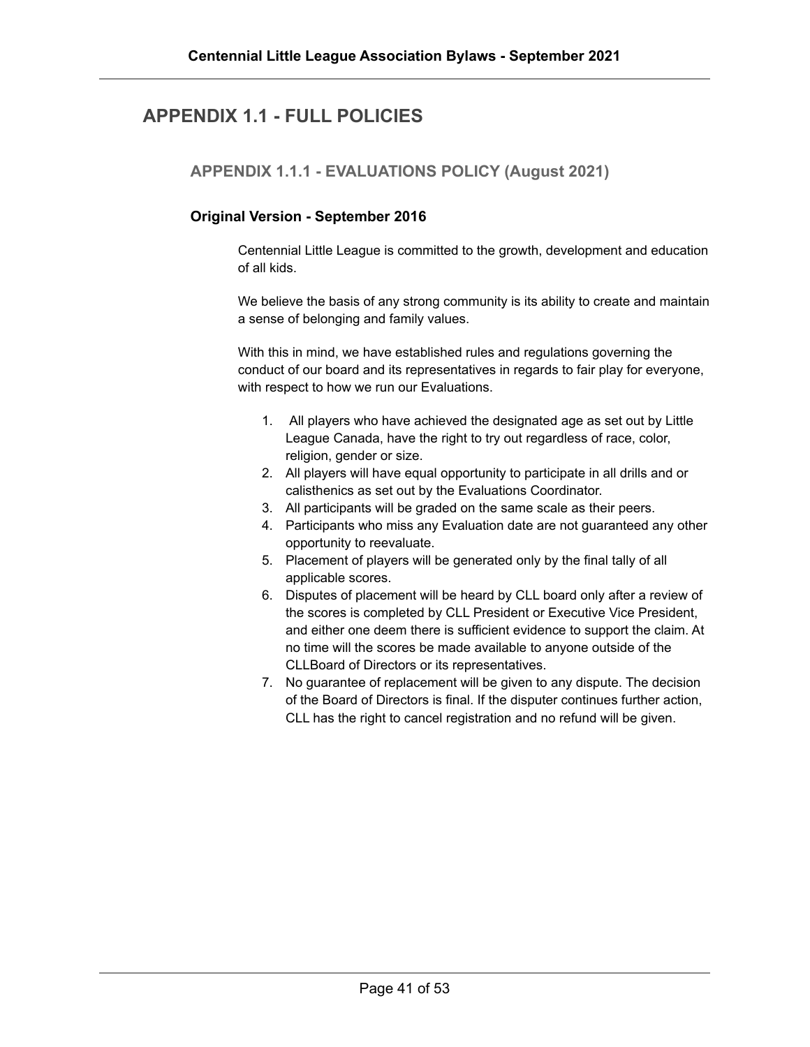# APPENDIX 1.1 - FULL POLICIES

## APPENDIX 1.1.1 - EVALUATIONS POLICY (August 2021)

### Original Version - September 2016

Centennial Little League is committed to the growth, development and education of all kids.

We believe the basis of any strong community is its ability to create and maintain a sense of belonging and family values.

With this in mind, we have established rules and regulations governing the conduct of our board and its representatives in regards to fair play for everyone, with respect to how we run our Evaluations.

1. All players who have achieved the designated age as set out by Little League Canada, have the right to try out regardless of race, color, religion, gender or size.
2. All players will have equal opportunity to participate in all drills and or calisthenics as set out by the Evaluations Coordinator.
3. All participants will be graded on the same scale as their peers.
4. Participants who miss any Evaluation date are not guaranteed any other opportunity to reevaluate.
5. Placement of players will be generated only by the final tally of all applicable scores.
6. Disputes of placement will be heard by CLL board only after a review of the scores is completed by CLL President or Executive Vice President, and either one deem there is sufficient evidence to support the claim. At no time will the scores be made available to anyone outside of the CLLBoard of Directors or its representatives.
7. No guarantee of replacement will be given to any dispute. The decision of the Board of Directors is final. If the disputer continues further action, CLL has the right to cancel registration and no refund will be given.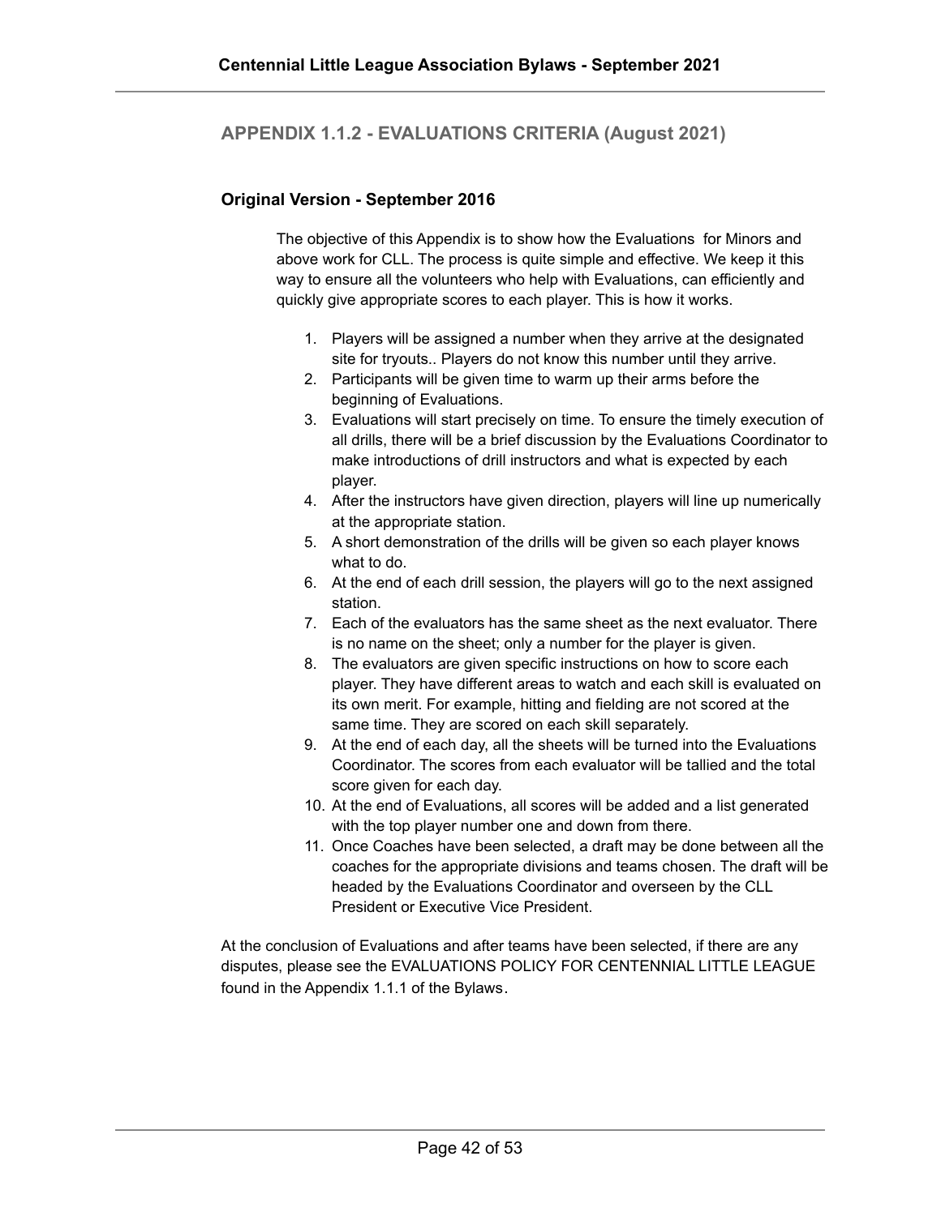## APPENDIX 1.1.2 - EVALUATIONS CRITERIA (August 2021)

### Original Version - September 2016

The objective of this Appendix is to show how the Evaluations for Minors and above work for CLL. The process is quite simple and effective. We keep it this way to ensure all the volunteers who help with Evaluations, can efficiently and quickly give appropriate scores to each player. This is how it works.

1. Players will be assigned a number when they arrive at the designated site for tryouts.. Players do not know this number until they arrive.
2. Participants will be given time to warm up their arms before the beginning of Evaluations.
3. Evaluations will start precisely on time. To ensure the timely execution of all drills, there will be a brief discussion by the Evaluations Coordinator to make introductions of drill instructors and what is expected by each player.
4. After the instructors have given direction, players will line up numerically at the appropriate station.
5. A short demonstration of the drills will be given so each player knows what to do.
6. At the end of each drill session, the players will go to the next assigned station.
7. Each of the evaluators has the same sheet as the next evaluator. There is no name on the sheet; only a number for the player is given.
8. The evaluators are given specific instructions on how to score each player. They have different areas to watch and each skill is evaluated on its own merit. For example, hitting and fielding are not scored at the same time. They are scored on each skill separately.
9. At the end of each day, all the sheets will be turned into the Evaluations Coordinator. The scores from each evaluator will be tallied and the total score given for each day.
10. At the end of Evaluations, all scores will be added and a list generated with the top player number one and down from there.
11. Once Coaches have been selected, a draft may be done between all the coaches for the appropriate divisions and teams chosen. The draft will be headed by the Evaluations Coordinator and overseen by the CLL President or Executive Vice President.

At the conclusion of Evaluations and after teams have been selected, if there are any disputes, please see the EVALUATIONS POLICY FOR CENTENNIAL LITTLE LEAGUE found in the Appendix 1.1.1 of the Bylaws.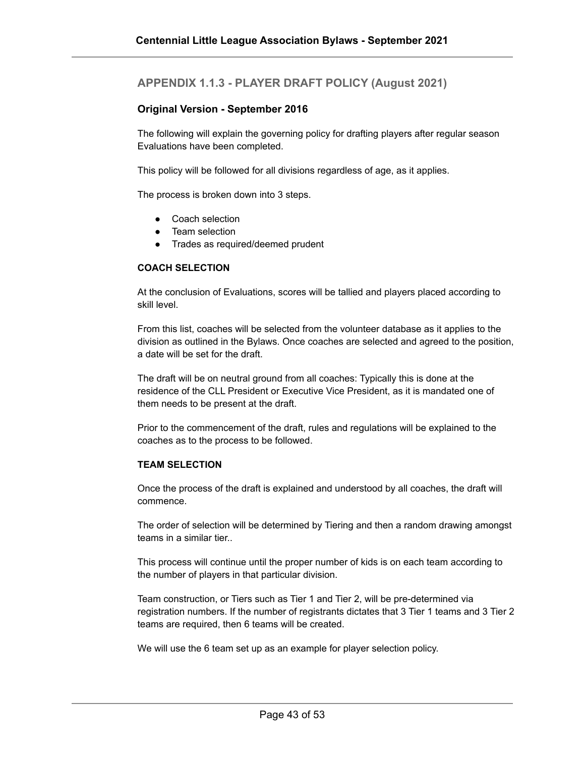## APPENDIX 1.1.3 - PLAYER DRAFT POLICY (August 2021)

### Original Version - September 2016

The following will explain the governing policy for drafting players after regular season Evaluations have been completed.

This policy will be followed for all divisions regardless of age, as it applies.

The process is broken down into 3 steps.

- Coach selection
- Team selection
- Trades as required/deemed prudent

**COACH SELECTION**

At the conclusion of Evaluations, scores will be tallied and players placed according to skill level.

From this list, coaches will be selected from the volunteer database as it applies to the division as outlined in the Bylaws. Once coaches are selected and agreed to the position, a date will be set for the draft.

The draft will be on neutral ground from all coaches: Typically this is done at the residence of the CLL President or Executive Vice President, as it is mandated one of them needs to be present at the draft.

Prior to the commencement of the draft, rules and regulations will be explained to the coaches as to the process to be followed.

**TEAM SELECTION**

Once the process of the draft is explained and understood by all coaches, the draft will commence.

The order of selection will be determined by Tiering and then a random drawing amongst teams in a similar tier..

This process will continue until the proper number of kids is on each team according to the number of players in that particular division.

Team construction, or Tiers such as Tier 1 and Tier 2, will be pre-determined via registration numbers. If the number of registrants dictates that 3 Tier 1 teams and 3 Tier 2 teams are required, then 6 teams will be created.

We will use the 6 team set up as an example for player selection policy.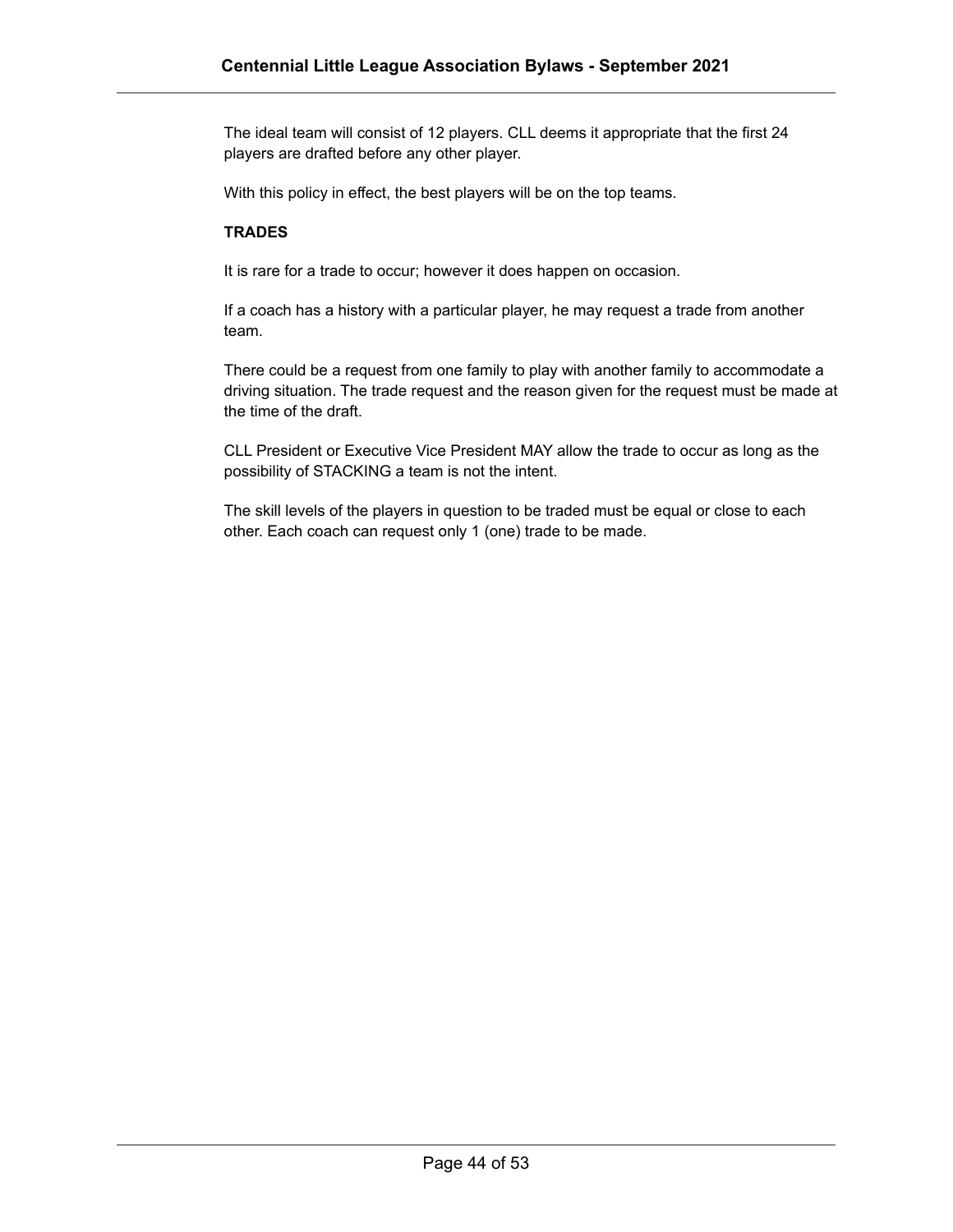The ideal team will consist of 12 players. CLL deems it appropriate that the first 24 players are drafted before any other player.

With this policy in effect, the best players will be on the top teams.

**TRADES**

It is rare for a trade to occur; however it does happen on occasion.

If a coach has a history with a particular player, he may request a trade from another team.

There could be a request from one family to play with another family to accommodate a driving situation. The trade request and the reason given for the request must be made at the time of the draft.

CLL President or Executive Vice President MAY allow the trade to occur as long as the possibility of STACKING a team is not the intent.

The skill levels of the players in question to be traded must be equal or close to each other. Each coach can request only 1 (one) trade to be made.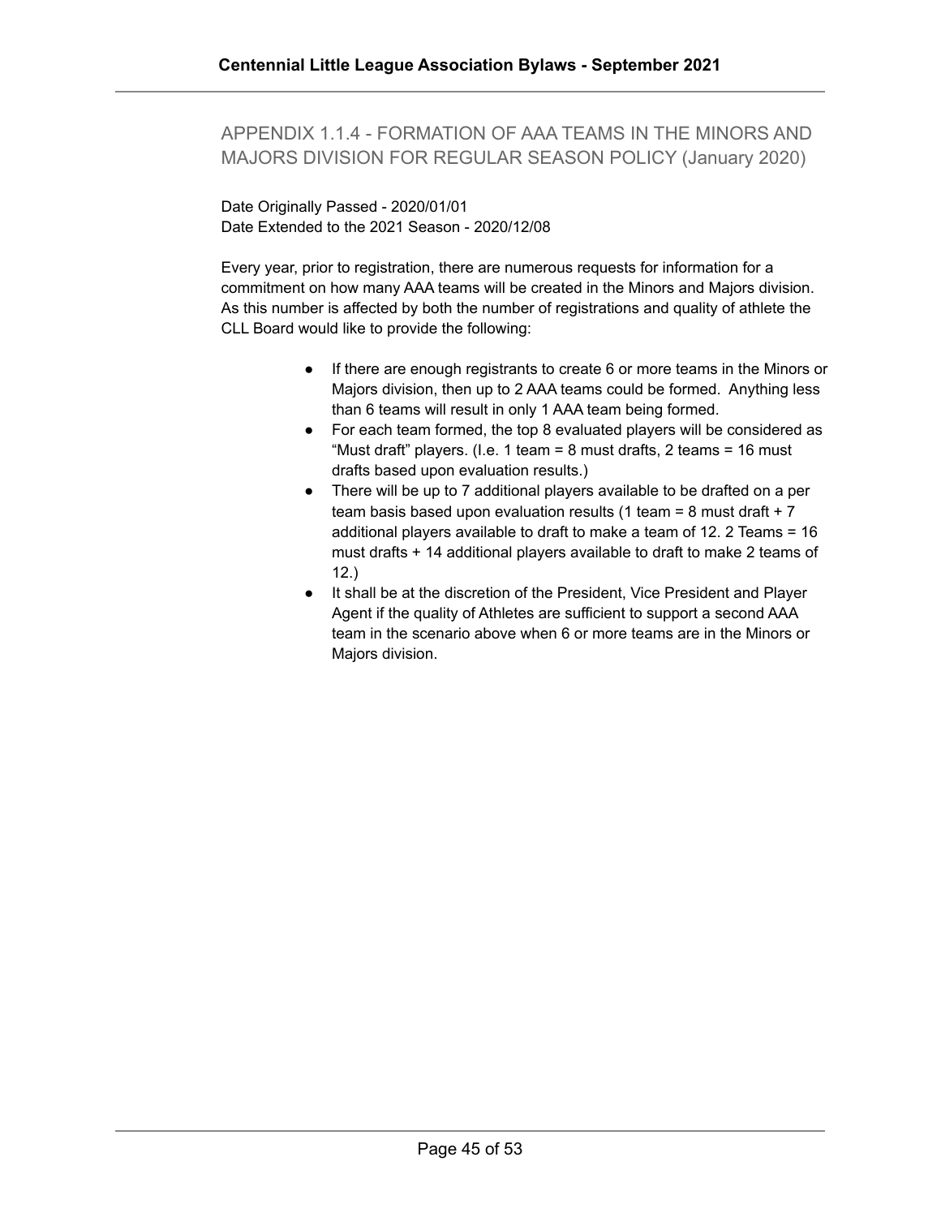## APPENDIX 1.1.4 - FORMATION OF AAA TEAMS IN THE MINORS AND MAJORS DIVISION FOR REGULAR SEASON POLICY (January 2020)

Date Originally Passed - 2020/01/01
Date Extended to the 2021 Season - 2020/12/08

Every year, prior to registration, there are numerous requests for information for a commitment on how many AAA teams will be created in the Minors and Majors division. As this number is affected by both the number of registrations and quality of athlete the CLL Board would like to provide the following:

- If there are enough registrants to create 6 or more teams in the Minors or Majors division, then up to 2 AAA teams could be formed. Anything less than 6 teams will result in only 1 AAA team being formed.
- For each team formed, the top 8 evaluated players will be considered as "Must draft" players. (I.e. 1 team = 8 must drafts, 2 teams = 16 must drafts based upon evaluation results.)
- There will be up to 7 additional players available to be drafted on a per team basis based upon evaluation results (1 team = 8 must draft + 7 additional players available to draft to make a team of 12. 2 Teams = 16 must drafts + 14 additional players available to draft to make 2 teams of 12.)
- It shall be at the discretion of the President, Vice President and Player Agent if the quality of Athletes are sufficient to support a second AAA team in the scenario above when 6 or more teams are in the Minors or Majors division.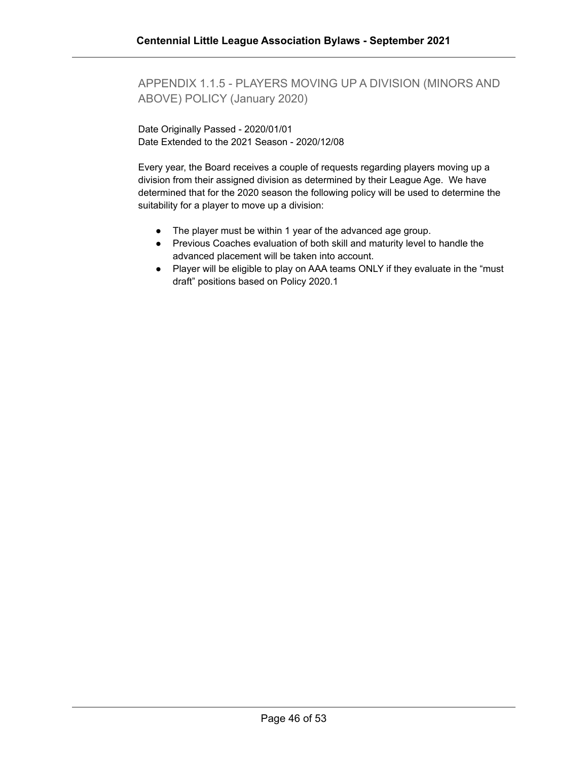## APPENDIX 1.1.5 - PLAYERS MOVING UP A DIVISION (MINORS AND ABOVE) POLICY (January 2020)

Date Originally Passed - 2020/01/01
Date Extended to the 2021 Season - 2020/12/08

Every year, the Board receives a couple of requests regarding players moving up a division from their assigned division as determined by their League Age. We have determined that for the 2020 season the following policy will be used to determine the suitability for a player to move up a division:

- The player must be within 1 year of the advanced age group.
- Previous Coaches evaluation of both skill and maturity level to handle the advanced placement will be taken into account.
- Player will be eligible to play on AAA teams ONLY if they evaluate in the “must draft” positions based on Policy 2020.1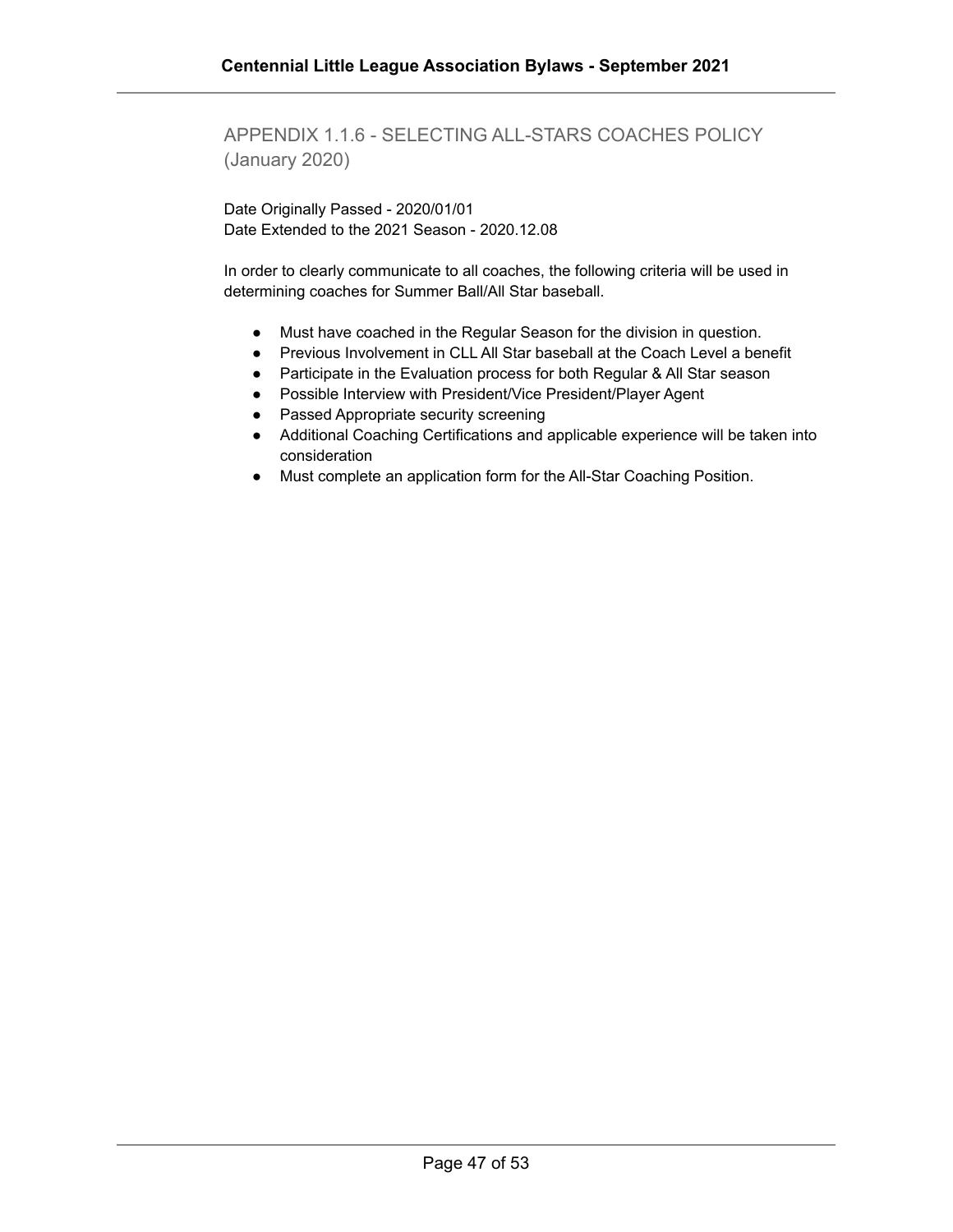## APPENDIX 1.1.6 - SELECTING ALL-STARS COACHES POLICY (January 2020)

Date Originally Passed - 2020/01/01
Date Extended to the 2021 Season - 2020.12.08

In order to clearly communicate to all coaches, the following criteria will be used in determining coaches for Summer Ball/All Star baseball.

- Must have coached in the Regular Season for the division in question.
- Previous Involvement in CLL All Star baseball at the Coach Level a benefit
- Participate in the Evaluation process for both Regular & All Star season
- Possible Interview with President/Vice President/Player Agent
- Passed Appropriate security screening
- Additional Coaching Certifications and applicable experience will be taken into consideration
- Must complete an application form for the All-Star Coaching Position.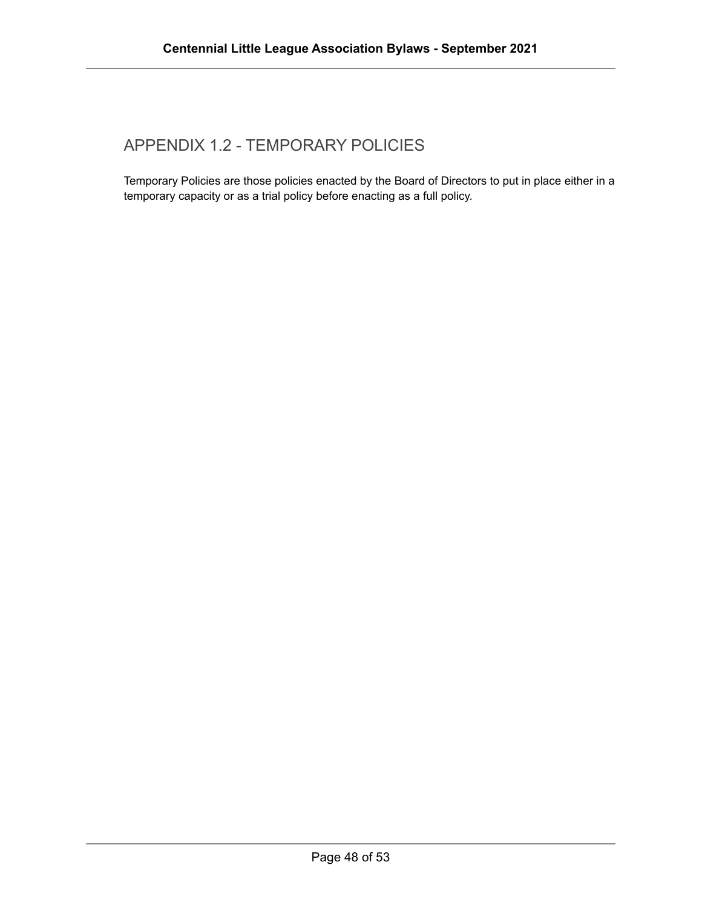## APPENDIX 1.2 - TEMPORARY POLICIES

Temporary Policies are those policies enacted by the Board of Directors to put in place either in a temporary capacity or as a trial policy before enacting as a full policy.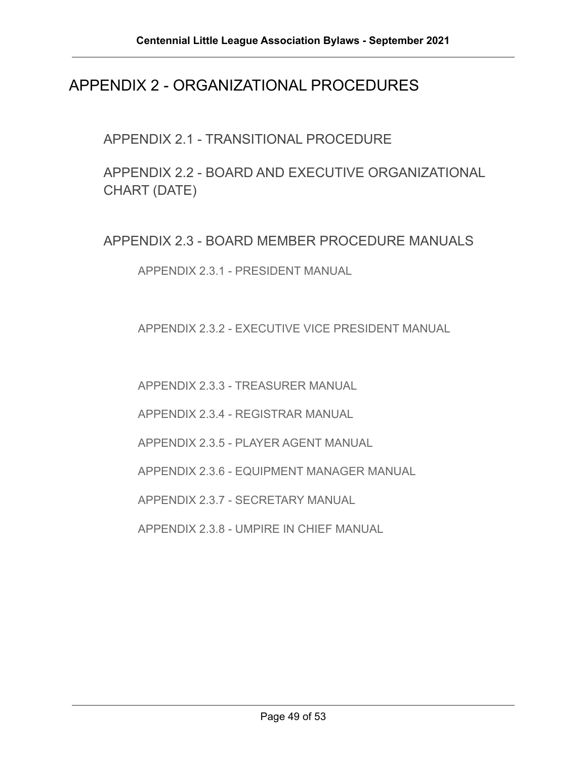# APPENDIX 2 - ORGANIZATIONAL PROCEDURES

## APPENDIX 2.1 - TRANSITIONAL PROCEDURE

## APPENDIX 2.2 - BOARD AND EXECUTIVE ORGANIZATIONAL CHART (DATE)

## APPENDIX 2.3 - BOARD MEMBER PROCEDURE MANUALS

### APPENDIX 2.3.1 - PRESIDENT MANUAL

### APPENDIX 2.3.2 - EXECUTIVE VICE PRESIDENT MANUAL

### APPENDIX 2.3.3 - TREASURER MANUAL

### APPENDIX 2.3.4 - REGISTRAR MANUAL

### APPENDIX 2.3.5 - PLAYER AGENT MANUAL

### APPENDIX 2.3.6 - EQUIPMENT MANAGER MANUAL

### APPENDIX 2.3.7 - SECRETARY MANUAL

### APPENDIX 2.3.8 - UMPIRE IN CHIEF MANUAL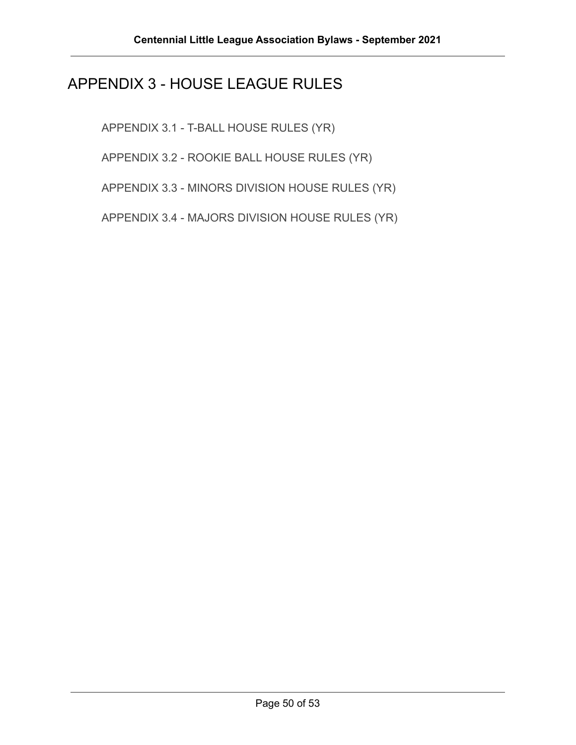# APPENDIX 3 - HOUSE LEAGUE RULES

APPENDIX 3.1 - T-BALL HOUSE RULES (YR)

APPENDIX 3.2 - ROOKIE BALL HOUSE RULES (YR)

APPENDIX 3.3 - MINORS DIVISION HOUSE RULES (YR)

APPENDIX 3.4 - MAJORS DIVISION HOUSE RULES (YR)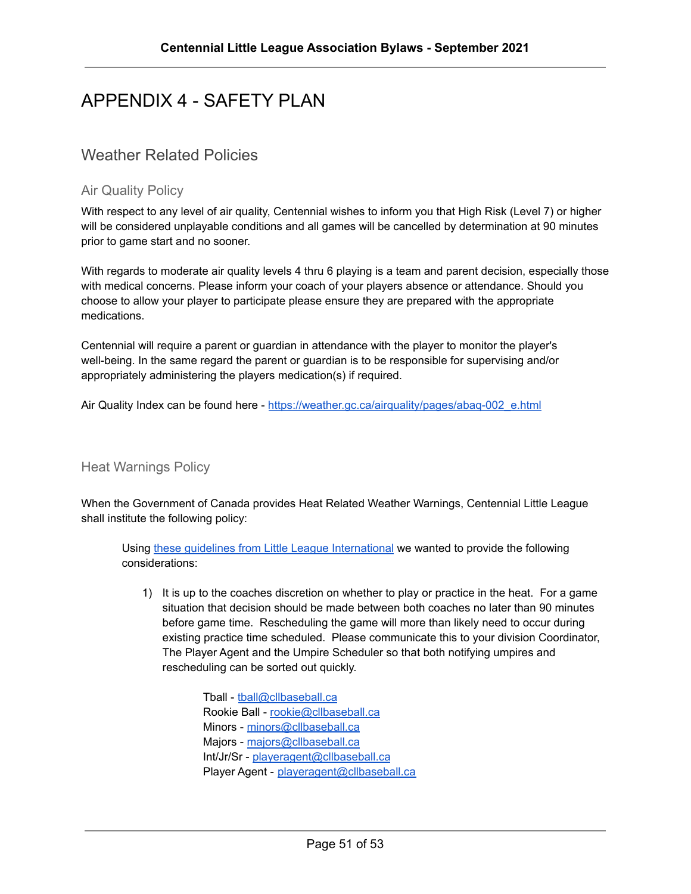# APPENDIX 4 - SAFETY PLAN

## Weather Related Policies

### Air Quality Policy

With respect to any level of air quality, Centennial wishes to inform you that High Risk (Level 7) or higher will be considered unplayable conditions and all games will be cancelled by determination at 90 minutes prior to game start and no sooner.

With regards to moderate air quality levels 4 thru 6 playing is a team and parent decision, especially those with medical concerns. Please inform your coach of your players absence or attendance. Should you choose to allow your player to participate please ensure they are prepared with the appropriate medications.

Centennial will require a parent or guardian in attendance with the player to monitor the player's well-being. In the same regard the parent or guardian is to be responsible for supervising and/or appropriately administering the players medication(s) if required.

Air Quality Index can be found here - [https://weather.gc.ca/airquality/pages/abaq-002_e.html](https://weather.gc.ca/airquality/pages/abaq-002_e.html)

### Heat Warnings Policy

When the Government of Canada provides Heat Related Weather Warnings, Centennial Little League shall institute the following policy:

> Using these guidelines from Little League International we wanted to provide the following considerations:
>
> 1) It is up to the coaches discretion on whether to play or practice in the heat. For a game situation that decision should be made between both coaches no later than 90 minutes before game time. Rescheduling the game will more than likely need to occur during existing practice time scheduled. Please communicate this to your division Coordinator, The Player Agent and the Umpire Scheduler so that both notifying umpires and rescheduling can be sorted out quickly.
>
>     Tball - tball@cllbaseball.ca
>     Rookie Ball - rookie@cllbaseball.ca
>     Minors - minors@cllbaseball.ca
>     Majors - majors@cllbaseball.ca
>     Int/Jr/Sr - playeragent@cllbaseball.ca
>     Player Agent - playeragent@cllbaseball.ca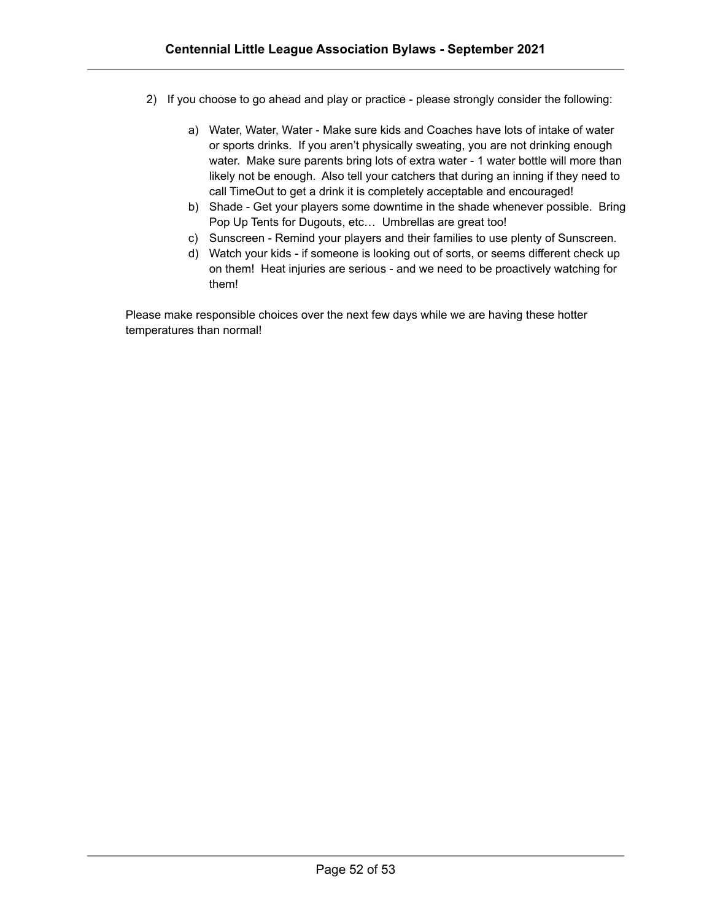2) If you choose to go ahead and play or practice - please strongly consider the following:

   a) Water, Water, Water - Make sure kids and Coaches have lots of intake of water or sports drinks. If you aren't physically sweating, you are not drinking enough water. Make sure parents bring lots of extra water - 1 water bottle will more than likely not be enough. Also tell your catchers that during an inning if they need to call TimeOut to get a drink it is completely acceptable and encouraged!
   b) Shade - Get your players some downtime in the shade whenever possible. Bring Pop Up Tents for Dugouts, etc… Umbrellas are great too!
   c) Sunscreen - Remind your players and their families to use plenty of Sunscreen.
   d) Watch your kids - if someone is looking out of sorts, or seems different check up on them! Heat injuries are serious - and we need to be proactively watching for them!

Please make responsible choices over the next few days while we are having these hotter temperatures than normal!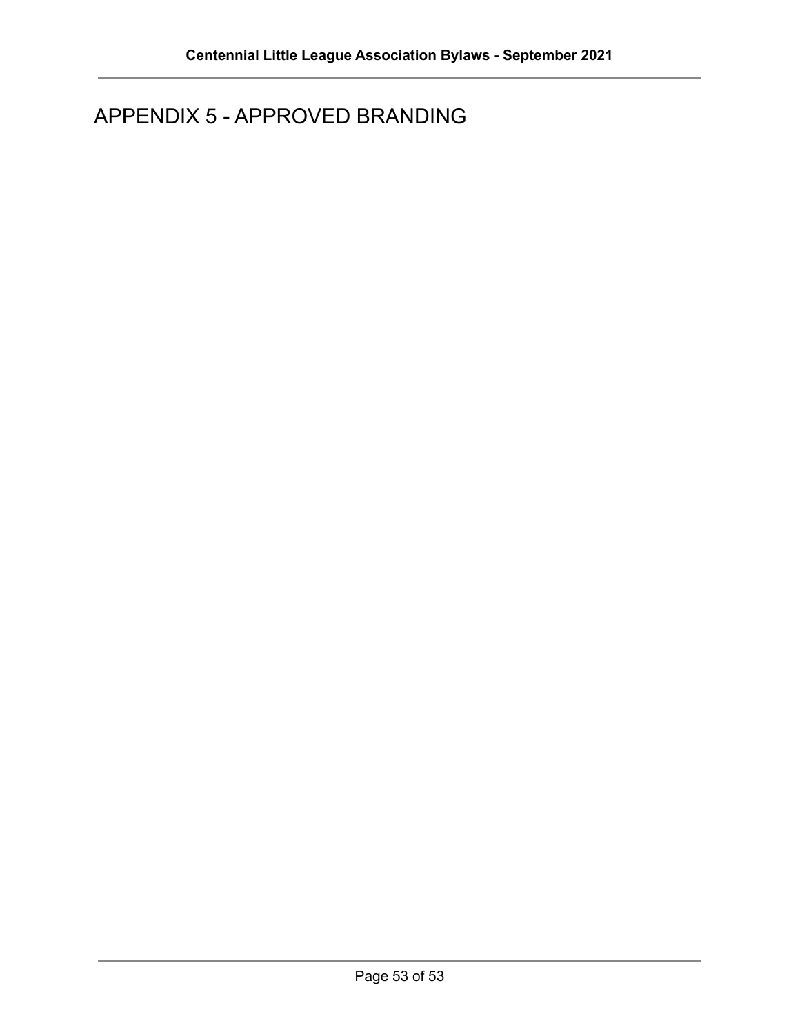# APPENDIX 5 - APPROVED BRANDING